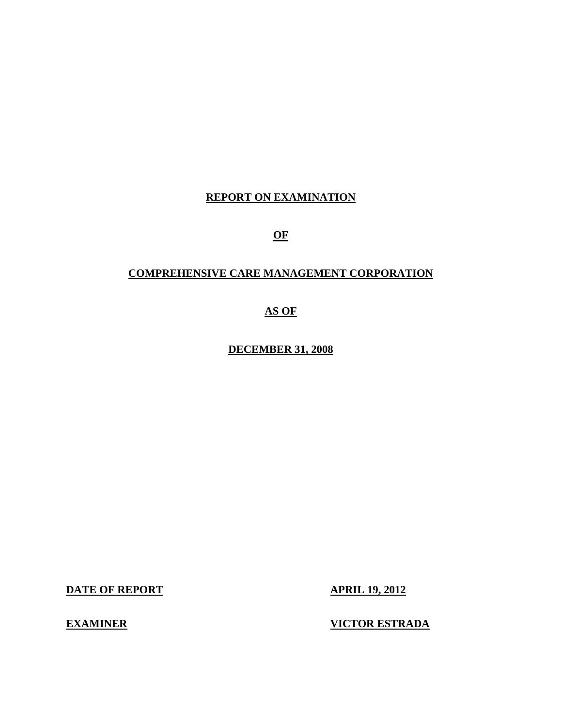# REPORT ON EXAMINATION

# OF

# COMPREHENSIVE CARE MANAGEMENT CORPORATION

# AS OF

# DECEMBER 31, 2008

**DATE OF REPORT** **APRIL 19, 2012**

**EXAMINER** **VICTOR ESTRADA**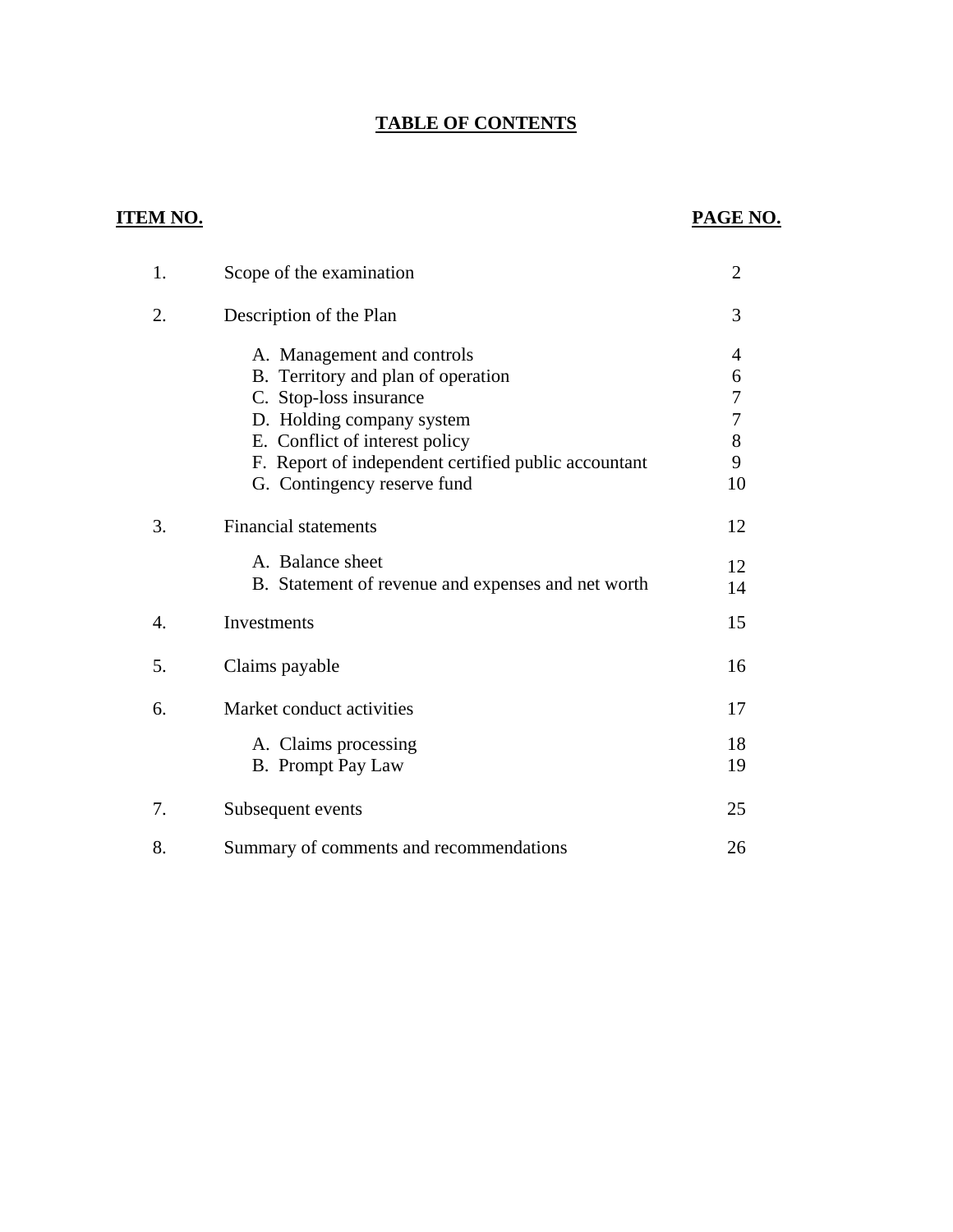# TABLE OF CONTENTS

| ITEM NO. | | PAGE NO. |
|---|---|---|
| 1. | Scope of the examination | 2 |
| 2. | Description of the Plan | 3 |
| | A. Management and controls | 4 |
| | B. Territory and plan of operation | 6 |
| | C. Stop-loss insurance | 7 |
| | D. Holding company system | 7 |
| | E. Conflict of interest policy | 8 |
| | F. Report of independent certified public accountant | 9 |
| | G. Contingency reserve fund | 10 |
| 3. | Financial statements | 12 |
| | A. Balance sheet | 12 |
| | B. Statement of revenue and expenses and net worth | 14 |
| 4. | Investments | 15 |
| 5. | Claims payable | 16 |
| 6. | Market conduct activities | 17 |
| | A. Claims processing | 18 |
| | B. Prompt Pay Law | 19 |
| 7. | Subsequent events | 25 |
| 8. | Summary of comments and recommendations | 26 |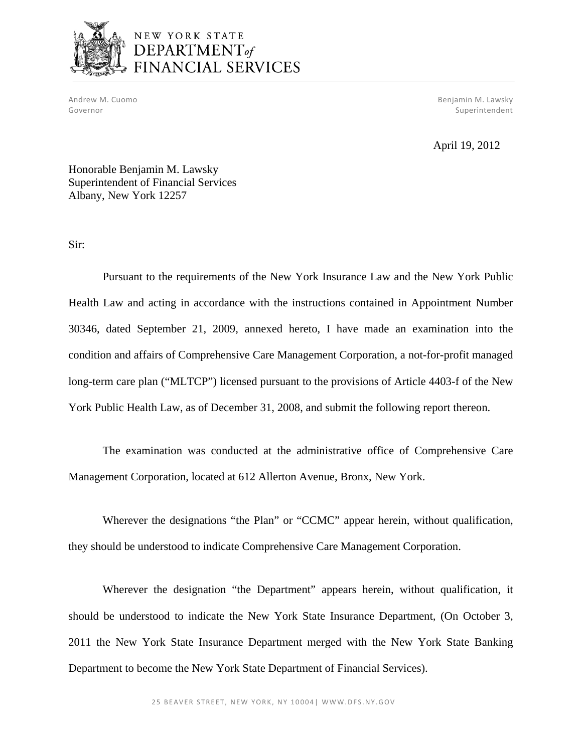NEW YORK STATE
DEPARTMENT *of*
FINANCIAL SERVICES

Andrew M. Cuomo
Governor

Benjamin M. Lawsky
Superintendent

April 19, 2012

Honorable Benjamin M. Lawsky
Superintendent of Financial Services
Albany, New York 12257

Sir:

Pursuant to the requirements of the New York Insurance Law and the New York Public Health Law and acting in accordance with the instructions contained in Appointment Number 30346, dated September 21, 2009, annexed hereto, I have made an examination into the condition and affairs of Comprehensive Care Management Corporation, a not-for-profit managed long-term care plan ("MLTCP") licensed pursuant to the provisions of Article 4403-f of the New York Public Health Law, as of December 31, 2008, and submit the following report thereon.

The examination was conducted at the administrative office of Comprehensive Care Management Corporation, located at 612 Allerton Avenue, Bronx, New York.

Wherever the designations "the Plan" or "CCMC" appear herein, without qualification, they should be understood to indicate Comprehensive Care Management Corporation.

Wherever the designation "the Department" appears herein, without qualification, it should be understood to indicate the New York State Insurance Department, (On October 3, 2011 the New York State Insurance Department merged with the New York State Banking Department to become the New York State Department of Financial Services).

25 BEAVER STREET, NEW YORK, NY 10004 | WWW.DFS.NY.GOV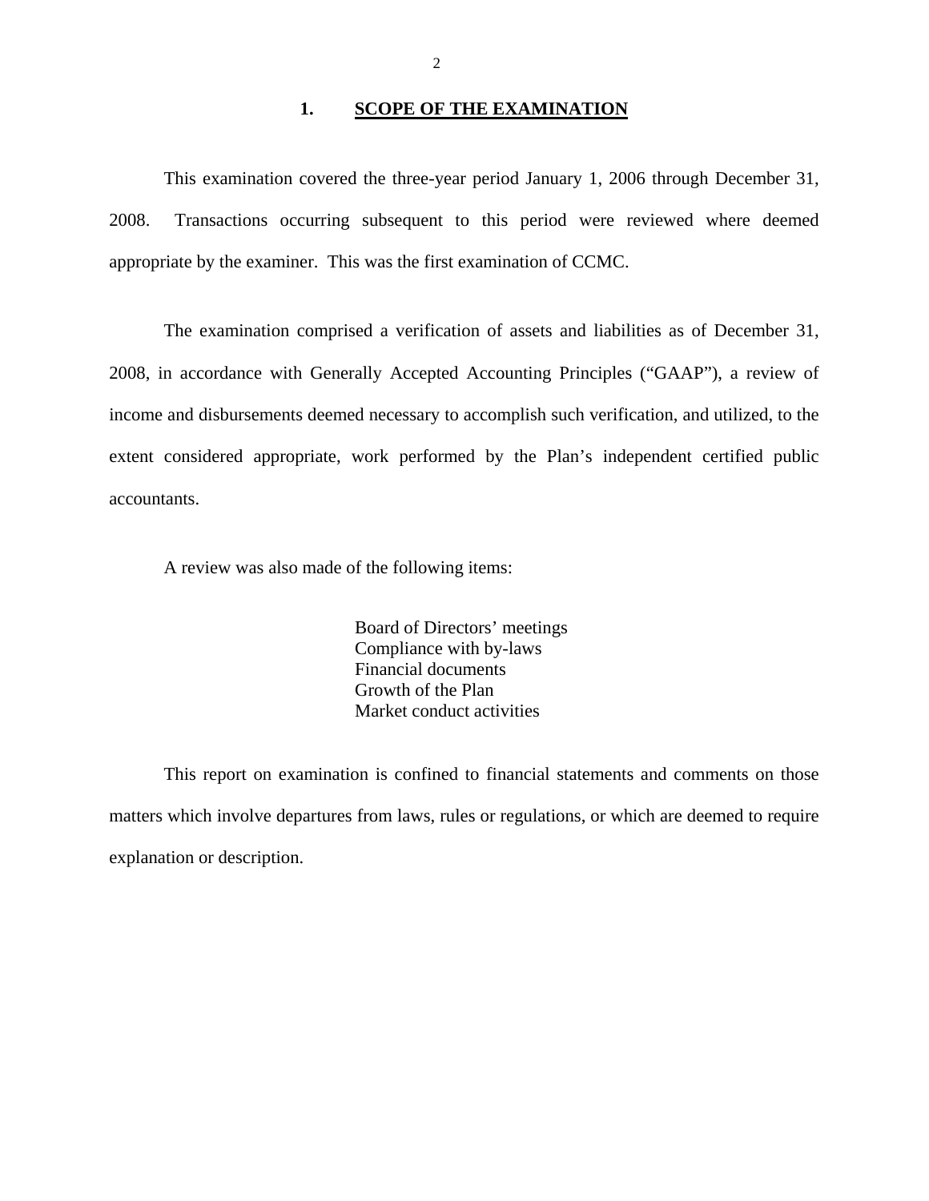## 1. SCOPE OF THE EXAMINATION

This examination covered the three-year period January 1, 2006 through December 31, 2008. Transactions occurring subsequent to this period were reviewed where deemed appropriate by the examiner. This was the first examination of CCMC.

The examination comprised a verification of assets and liabilities as of December 31, 2008, in accordance with Generally Accepted Accounting Principles ("GAAP"), a review of income and disbursements deemed necessary to accomplish such verification, and utilized, to the extent considered appropriate, work performed by the Plan's independent certified public accountants.

A review was also made of the following items:

Board of Directors' meetings
Compliance with by-laws
Financial documents
Growth of the Plan
Market conduct activities

This report on examination is confined to financial statements and comments on those matters which involve departures from laws, rules or regulations, or which are deemed to require explanation or description.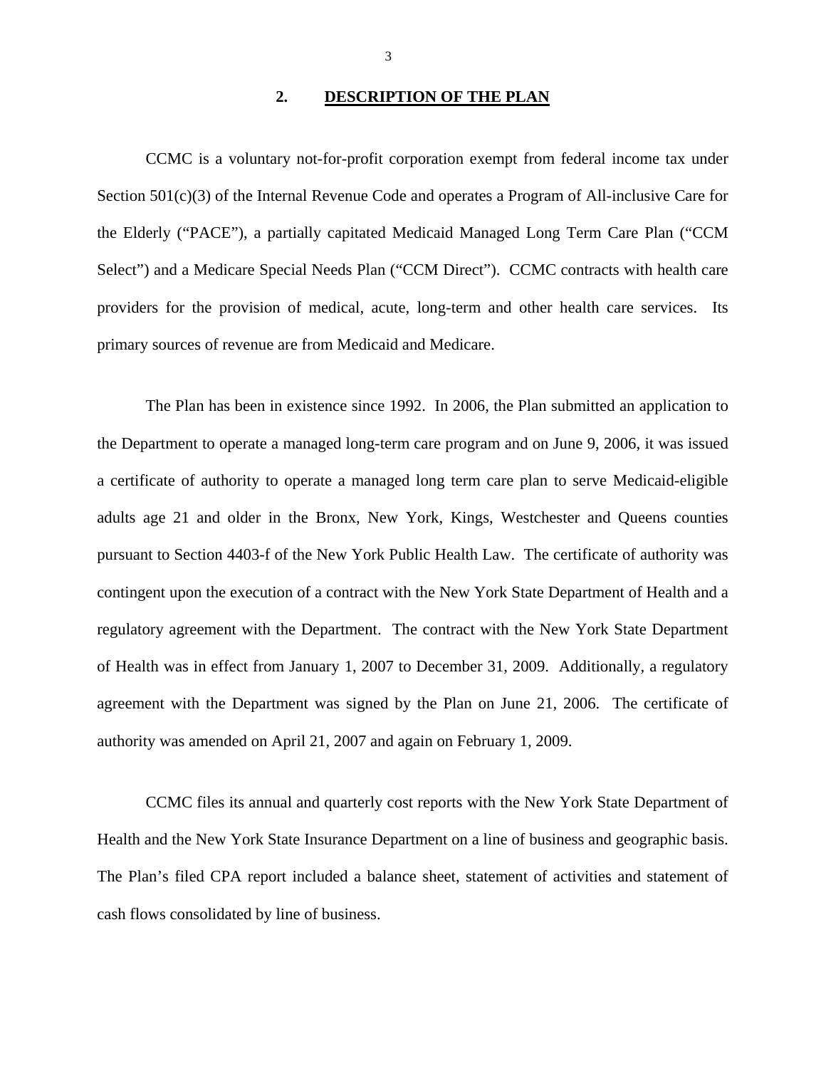## 2. DESCRIPTION OF THE PLAN

CCMC is a voluntary not-for-profit corporation exempt from federal income tax under Section 501(c)(3) of the Internal Revenue Code and operates a Program of All-inclusive Care for the Elderly ("PACE"), a partially capitated Medicaid Managed Long Term Care Plan ("CCM Select") and a Medicare Special Needs Plan ("CCM Direct"). CCMC contracts with health care providers for the provision of medical, acute, long-term and other health care services. Its primary sources of revenue are from Medicaid and Medicare.

The Plan has been in existence since 1992. In 2006, the Plan submitted an application to the Department to operate a managed long-term care program and on June 9, 2006, it was issued a certificate of authority to operate a managed long term care plan to serve Medicaid-eligible adults age 21 and older in the Bronx, New York, Kings, Westchester and Queens counties pursuant to Section 4403-f of the New York Public Health Law. The certificate of authority was contingent upon the execution of a contract with the New York State Department of Health and a regulatory agreement with the Department. The contract with the New York State Department of Health was in effect from January 1, 2007 to December 31, 2009. Additionally, a regulatory agreement with the Department was signed by the Plan on June 21, 2006. The certificate of authority was amended on April 21, 2007 and again on February 1, 2009.

CCMC files its annual and quarterly cost reports with the New York State Department of Health and the New York State Insurance Department on a line of business and geographic basis. The Plan's filed CPA report included a balance sheet, statement of activities and statement of cash flows consolidated by line of business.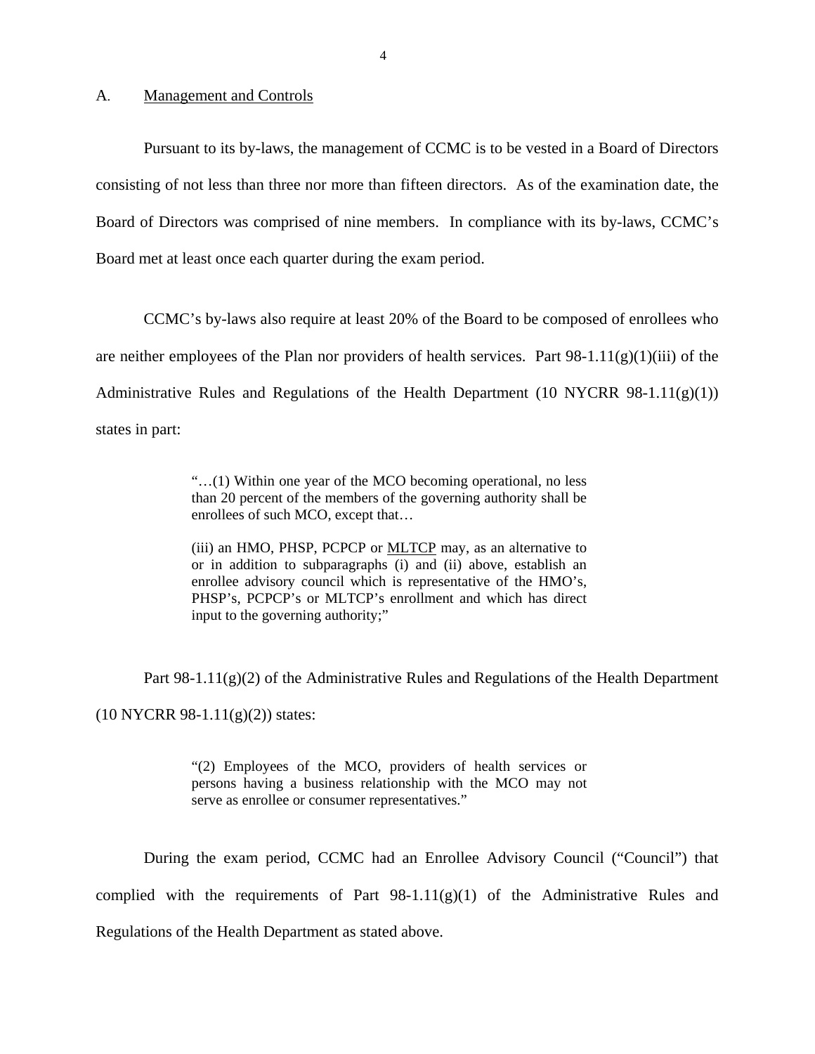## A. Management and Controls

Pursuant to its by-laws, the management of CCMC is to be vested in a Board of Directors consisting of not less than three nor more than fifteen directors. As of the examination date, the Board of Directors was comprised of nine members. In compliance with its by-laws, CCMC's Board met at least once each quarter during the exam period.

CCMC's by-laws also require at least 20% of the Board to be composed of enrollees who are neither employees of the Plan nor providers of health services. Part 98-1.11(g)(1)(iii) of the Administrative Rules and Regulations of the Health Department (10 NYCRR 98-1.11(g)(1)) states in part:

> "…(1) Within one year of the MCO becoming operational, no less than 20 percent of the members of the governing authority shall be enrollees of such MCO, except that…
>
> (iii) an HMO, PHSP, PCPCP or <u>MLTCP</u> may, as an alternative to or in addition to subparagraphs (i) and (ii) above, establish an enrollee advisory council which is representative of the HMO's, PHSP's, PCPCP's or MLTCP's enrollment and which has direct input to the governing authority;"

Part 98-1.11(g)(2) of the Administrative Rules and Regulations of the Health Department (10 NYCRR 98-1.11(g)(2)) states:

> "(2) Employees of the MCO, providers of health services or persons having a business relationship with the MCO may not serve as enrollee or consumer representatives."

During the exam period, CCMC had an Enrollee Advisory Council ("Council") that complied with the requirements of Part 98-1.11(g)(1) of the Administrative Rules and Regulations of the Health Department as stated above.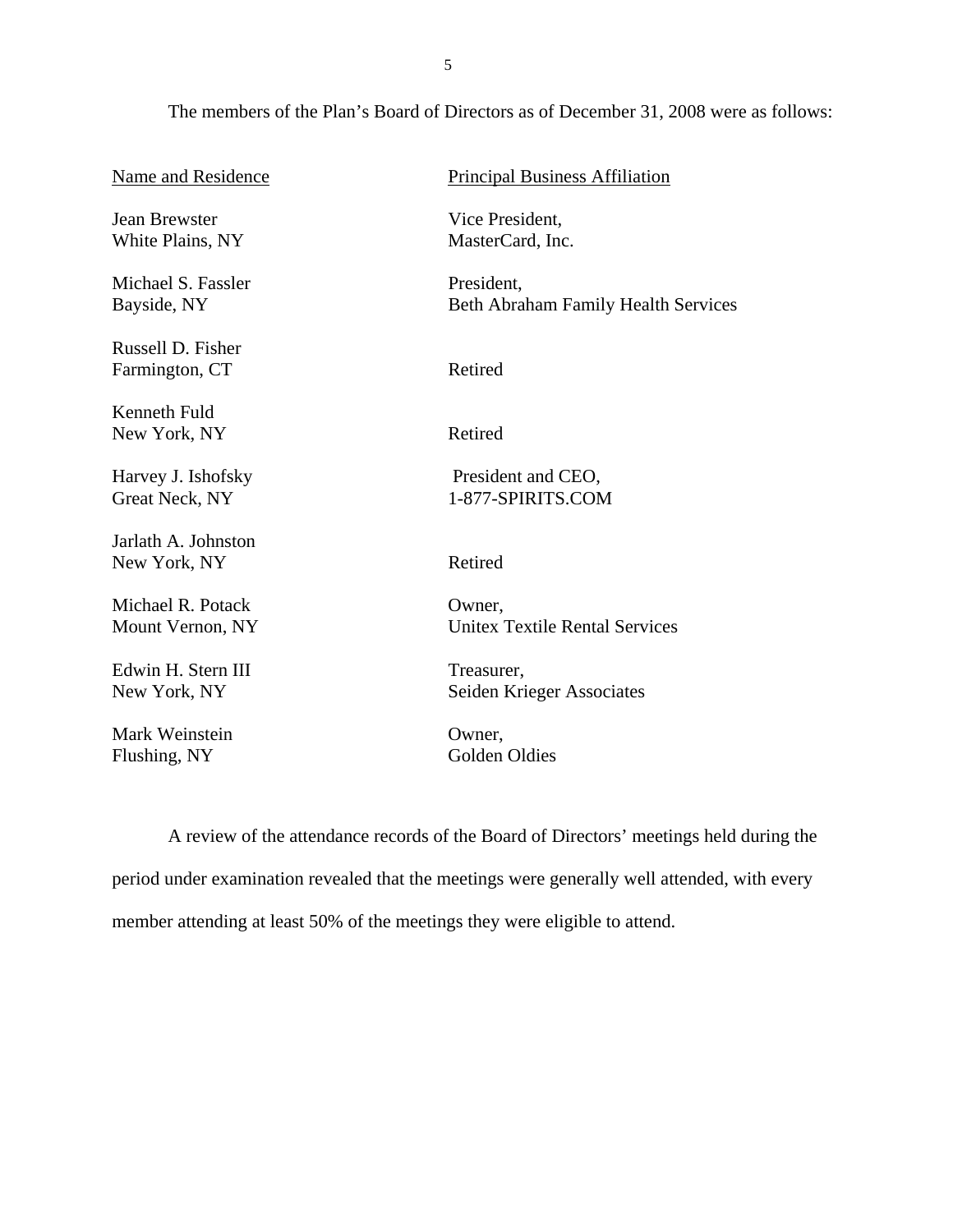The members of the Plan's Board of Directors as of December 31, 2008 were as follows:

| Name and Residence | Principal Business Affiliation |
|---|---|
| Jean Brewster<br>White Plains, NY | Vice President,<br>MasterCard, Inc. |
| Michael S. Fassler<br>Bayside, NY | President,<br>Beth Abraham Family Health Services |
| Russell D. Fisher<br>Farmington, CT | Retired |
| Kenneth Fuld<br>New York, NY | Retired |
| Harvey J. Ishofsky<br>Great Neck, NY | President and CEO,<br>1-877-SPIRITS.COM |
| Jarlath A. Johnston<br>New York, NY | Retired |
| Michael R. Potack<br>Mount Vernon, NY | Owner,<br>Unitex Textile Rental Services |
| Edwin H. Stern III<br>New York, NY | Treasurer,<br>Seiden Krieger Associates |
| Mark Weinstein<br>Flushing, NY | Owner,<br>Golden Oldies |

A review of the attendance records of the Board of Directors' meetings held during the period under examination revealed that the meetings were generally well attended, with every member attending at least 50% of the meetings they were eligible to attend.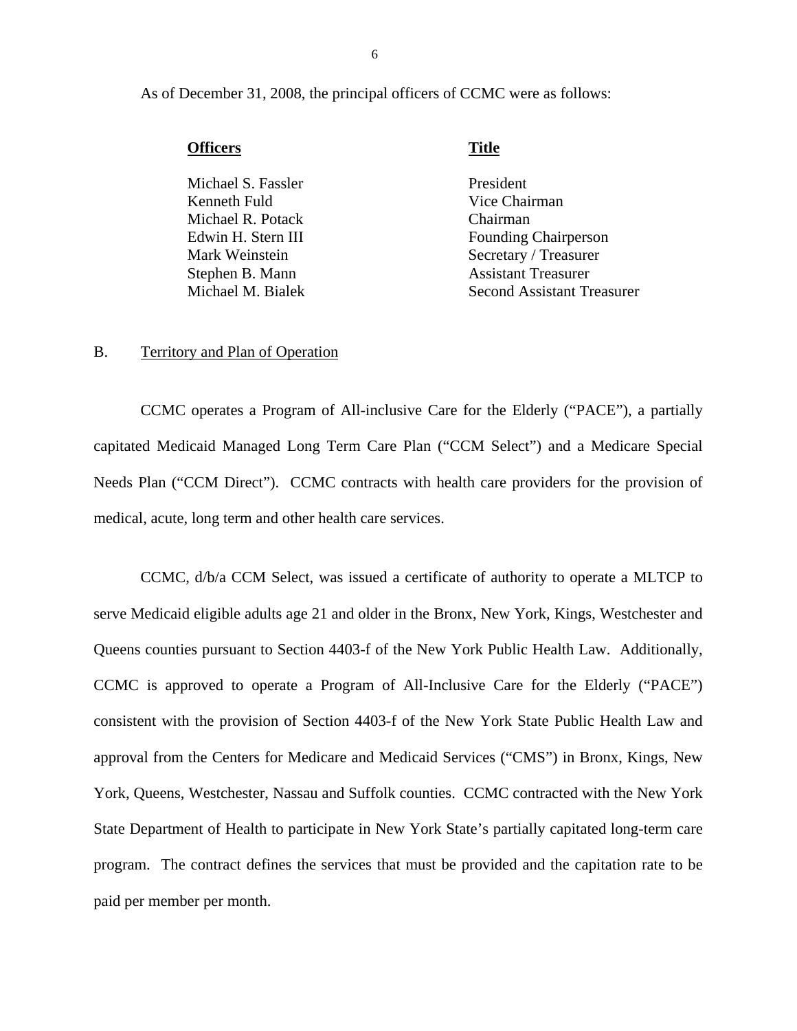As of December 31, 2008, the principal officers of CCMC were as follows:

| **Officers** | **Title** |
|---|---|
| Michael S. Fassler | President |
| Kenneth Fuld | Vice Chairman |
| Michael R. Potack | Chairman |
| Edwin H. Stern III | Founding Chairperson |
| Mark Weinstein | Secretary / Treasurer |
| Stephen B. Mann | Assistant Treasurer |
| Michael M. Bialek | Second Assistant Treasurer |

## B. Territory and Plan of Operation

CCMC operates a Program of All-inclusive Care for the Elderly ("PACE"), a partially capitated Medicaid Managed Long Term Care Plan ("CCM Select") and a Medicare Special Needs Plan ("CCM Direct"). CCMC contracts with health care providers for the provision of medical, acute, long term and other health care services.

CCMC, d/b/a CCM Select, was issued a certificate of authority to operate a MLTCP to serve Medicaid eligible adults age 21 and older in the Bronx, New York, Kings, Westchester and Queens counties pursuant to Section 4403-f of the New York Public Health Law. Additionally, CCMC is approved to operate a Program of All-Inclusive Care for the Elderly ("PACE") consistent with the provision of Section 4403-f of the New York State Public Health Law and approval from the Centers for Medicare and Medicaid Services ("CMS") in Bronx, Kings, New York, Queens, Westchester, Nassau and Suffolk counties. CCMC contracted with the New York State Department of Health to participate in New York State's partially capitated long-term care program. The contract defines the services that must be provided and the capitation rate to be paid per member per month.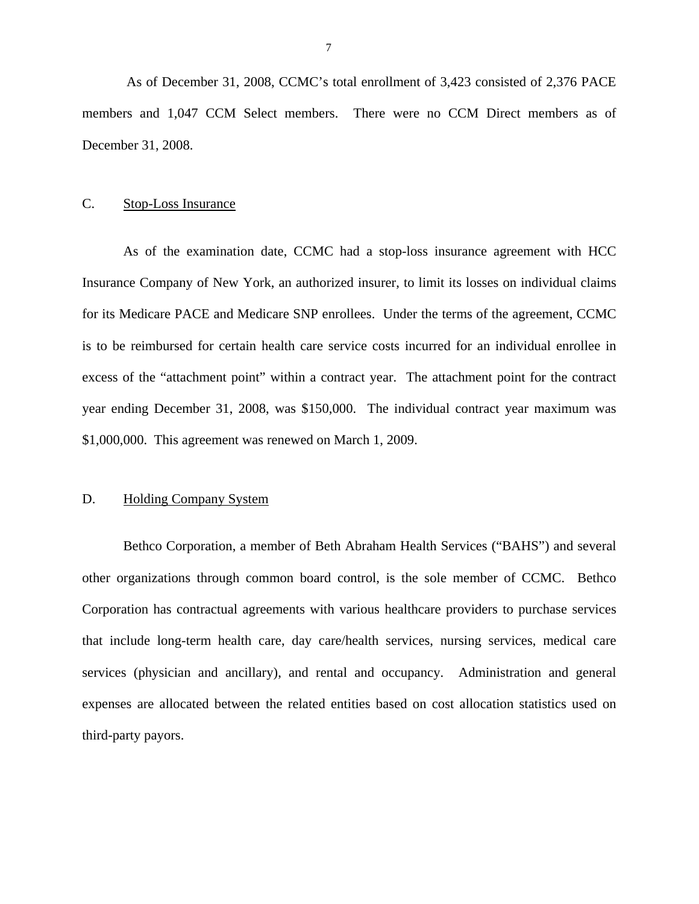As of December 31, 2008, CCMC's total enrollment of 3,423 consisted of 2,376 PACE members and 1,047 CCM Select members. There were no CCM Direct members as of December 31, 2008.

## C. Stop-Loss Insurance

As of the examination date, CCMC had a stop-loss insurance agreement with HCC Insurance Company of New York, an authorized insurer, to limit its losses on individual claims for its Medicare PACE and Medicare SNP enrollees. Under the terms of the agreement, CCMC is to be reimbursed for certain health care service costs incurred for an individual enrollee in excess of the "attachment point" within a contract year. The attachment point for the contract year ending December 31, 2008, was $150,000. The individual contract year maximum was $1,000,000. This agreement was renewed on March 1, 2009.

## D. Holding Company System

Bethco Corporation, a member of Beth Abraham Health Services ("BAHS") and several other organizations through common board control, is the sole member of CCMC. Bethco Corporation has contractual agreements with various healthcare providers to purchase services that include long-term health care, day care/health services, nursing services, medical care services (physician and ancillary), and rental and occupancy. Administration and general expenses are allocated between the related entities based on cost allocation statistics used on third-party payors.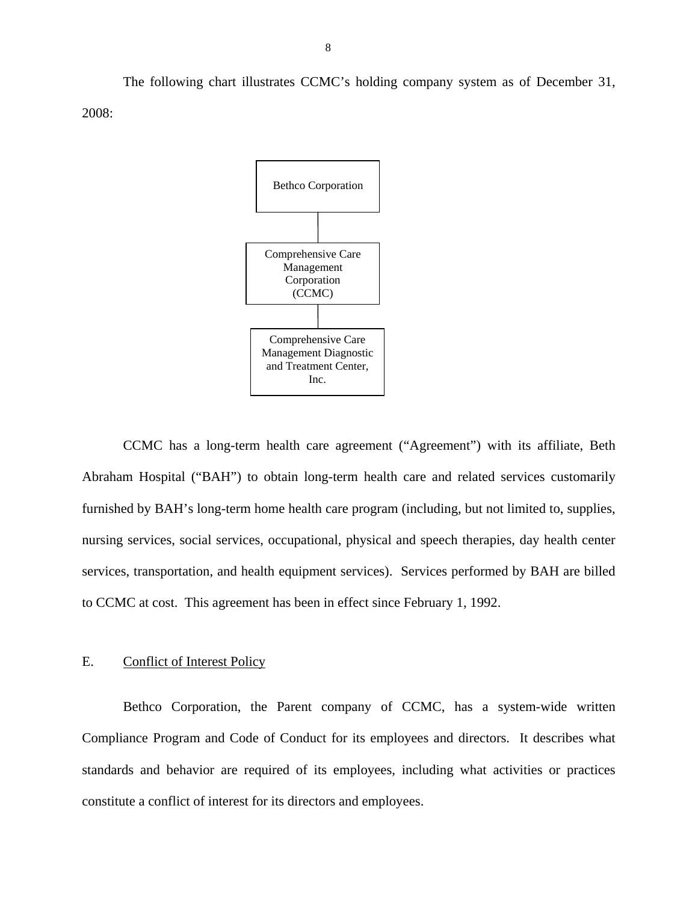The following chart illustrates CCMC's holding company system as of December 31, 2008:

Bethco Corporation

Comprehensive Care Management Corporation (CCMC)

Comprehensive Care Management Diagnostic and Treatment Center, Inc.

CCMC has a long-term health care agreement ("Agreement") with its affiliate, Beth Abraham Hospital ("BAH") to obtain long-term health care and related services customarily furnished by BAH's long-term home health care program (including, but not limited to, supplies, nursing services, social services, occupational, physical and speech therapies, day health center services, transportation, and health equipment services). Services performed by BAH are billed to CCMC at cost. This agreement has been in effect since February 1, 1992.

## E. Conflict of Interest Policy

Bethco Corporation, the Parent company of CCMC, has a system-wide written Compliance Program and Code of Conduct for its employees and directors. It describes what standards and behavior are required of its employees, including what activities or practices constitute a conflict of interest for its directors and employees.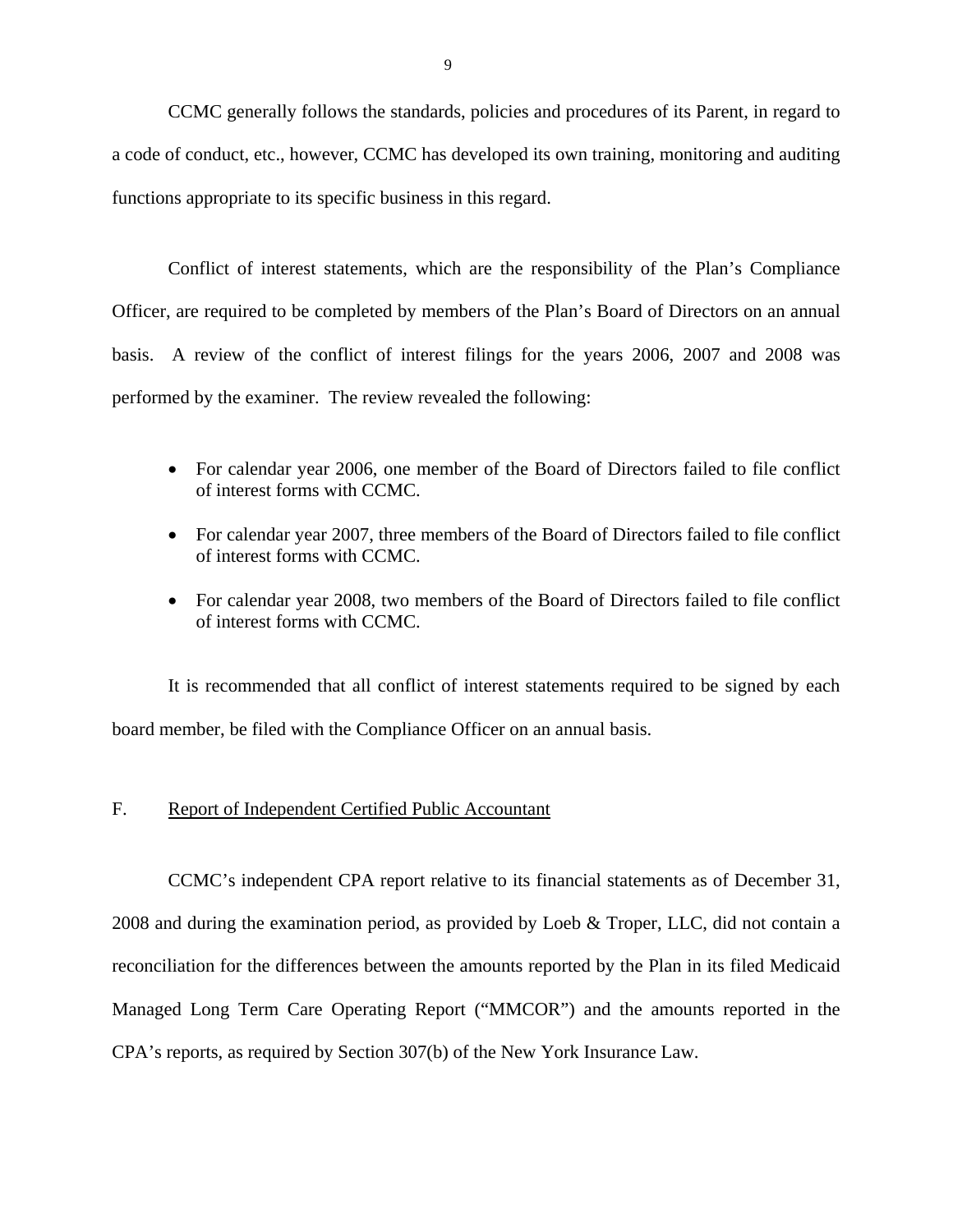CCMC generally follows the standards, policies and procedures of its Parent, in regard to a code of conduct, etc., however, CCMC has developed its own training, monitoring and auditing functions appropriate to its specific business in this regard.

Conflict of interest statements, which are the responsibility of the Plan's Compliance Officer, are required to be completed by members of the Plan's Board of Directors on an annual basis. A review of the conflict of interest filings for the years 2006, 2007 and 2008 was performed by the examiner. The review revealed the following:

- For calendar year 2006, one member of the Board of Directors failed to file conflict of interest forms with CCMC.
- For calendar year 2007, three members of the Board of Directors failed to file conflict of interest forms with CCMC.
- For calendar year 2008, two members of the Board of Directors failed to file conflict of interest forms with CCMC.

It is recommended that all conflict of interest statements required to be signed by each board member, be filed with the Compliance Officer on an annual basis.

## F. Report of Independent Certified Public Accountant

CCMC's independent CPA report relative to its financial statements as of December 31, 2008 and during the examination period, as provided by Loeb & Troper, LLC, did not contain a reconciliation for the differences between the amounts reported by the Plan in its filed Medicaid Managed Long Term Care Operating Report ("MMCOR") and the amounts reported in the CPA's reports, as required by Section 307(b) of the New York Insurance Law.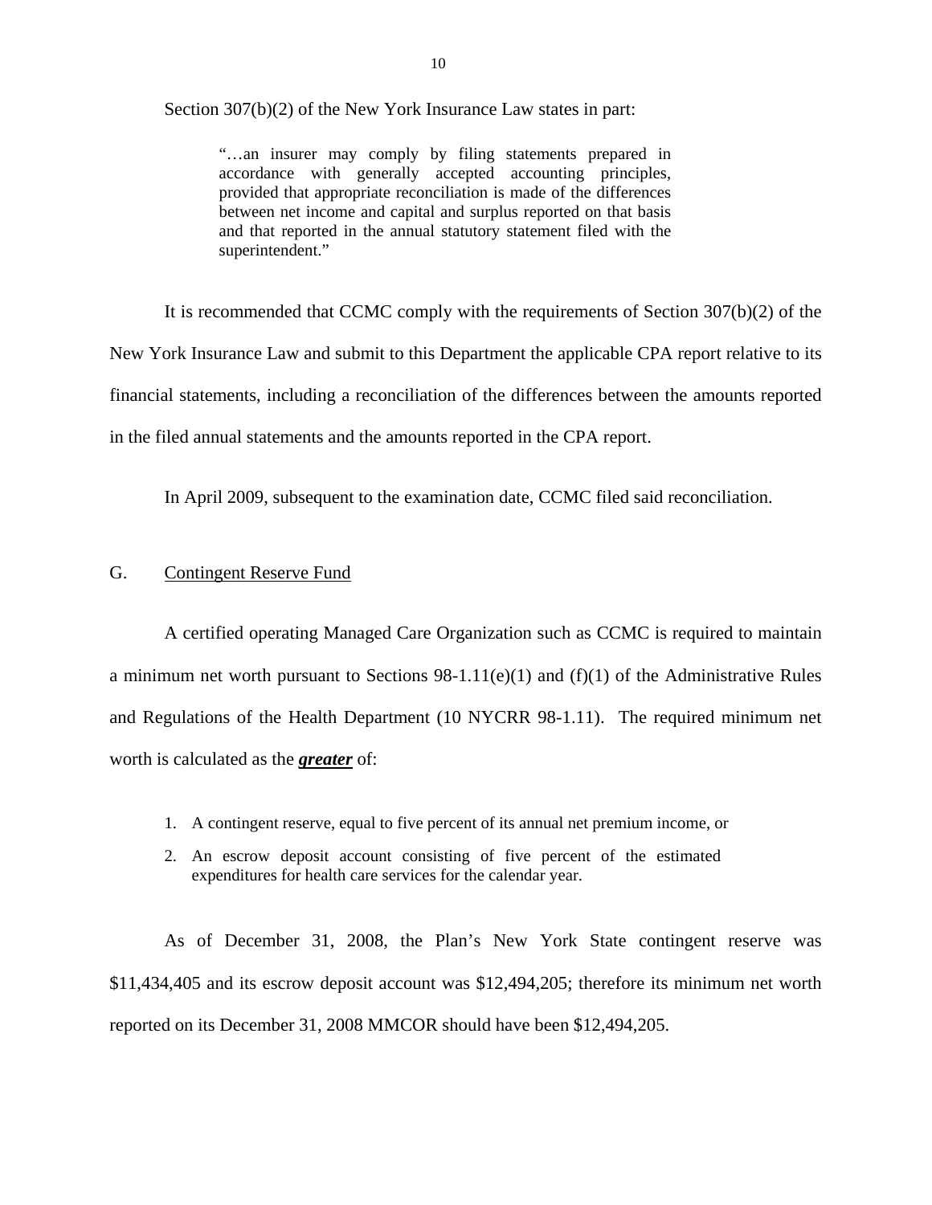Section 307(b)(2) of the New York Insurance Law states in part:

> "…an insurer may comply by filing statements prepared in accordance with generally accepted accounting principles, provided that appropriate reconciliation is made of the differences between net income and capital and surplus reported on that basis and that reported in the annual statutory statement filed with the superintendent."

It is recommended that CCMC comply with the requirements of Section 307(b)(2) of the New York Insurance Law and submit to this Department the applicable CPA report relative to its financial statements, including a reconciliation of the differences between the amounts reported in the filed annual statements and the amounts reported in the CPA report.

In April 2009, subsequent to the examination date, CCMC filed said reconciliation.

## G. Contingent Reserve Fund

A certified operating Managed Care Organization such as CCMC is required to maintain a minimum net worth pursuant to Sections 98-1.11(e)(1) and (f)(1) of the Administrative Rules and Regulations of the Health Department (10 NYCRR 98-1.11). The required minimum net worth is calculated as the ***greater*** of:

1. A contingent reserve, equal to five percent of its annual net premium income, or
2. An escrow deposit account consisting of five percent of the estimated expenditures for health care services for the calendar year.

As of December 31, 2008, the Plan's New York State contingent reserve was $11,434,405 and its escrow deposit account was $12,494,205; therefore its minimum net worth reported on its December 31, 2008 MMCOR should have been $12,494,205.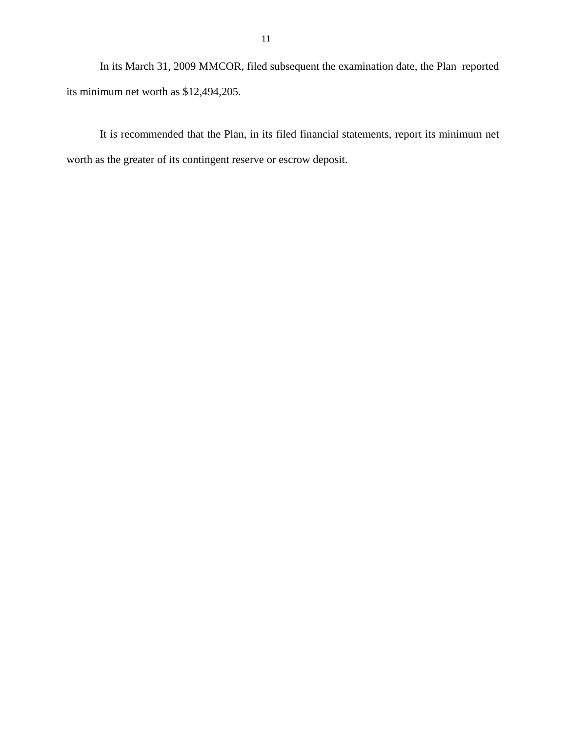In its March 31, 2009 MMCOR, filed subsequent the examination date, the Plan reported its minimum net worth as $12,494,205.

It is recommended that the Plan, in its filed financial statements, report its minimum net worth as the greater of its contingent reserve or escrow deposit.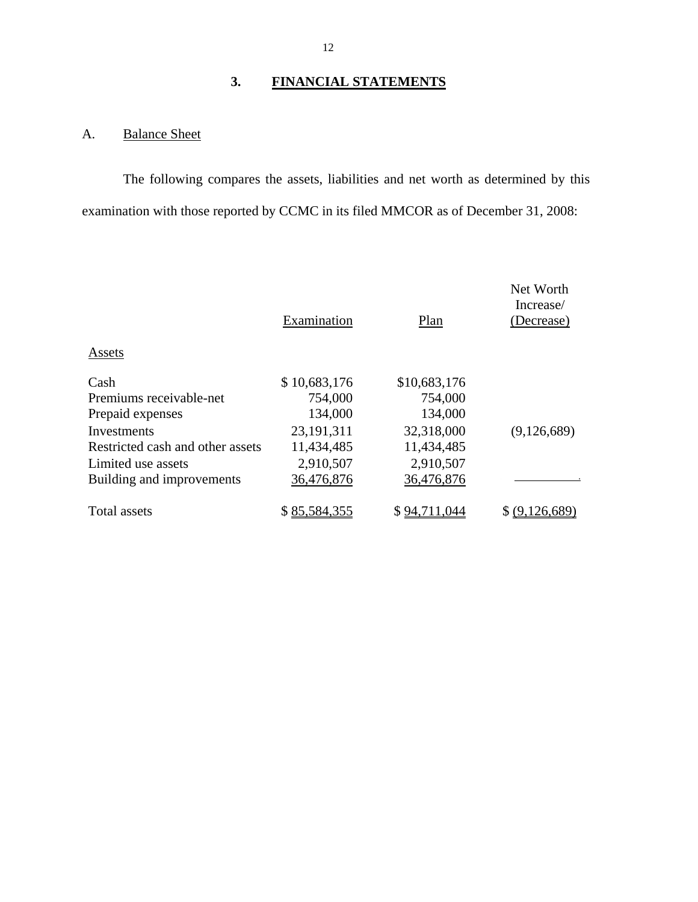## 3. FINANCIAL STATEMENTS

### A. Balance Sheet

The following compares the assets, liabilities and net worth as determined by this examination with those reported by CCMC in its filed MMCOR as of December 31, 2008:

| | Examination | Plan | Net Worth Increase/ (Decrease) |
|---|---|---|---|
| Assets | | | |
| Cash | $ 10,683,176 | $10,683,176 | |
| Premiums receivable-net | 754,000 | 754,000 | |
| Prepaid expenses | 134,000 | 134,000 | |
| Investments | 23,191,311 | 32,318,000 | (9,126,689) |
| Restricted cash and other assets | 11,434,485 | 11,434,485 | |
| Limited use assets | 2,910,507 | 2,910,507 | |
| Building and improvements | 36,476,876 | 36,476,876 | |
| Total assets | $ 85,584,355 | $ 94,711,044 | $ (9,126,689) |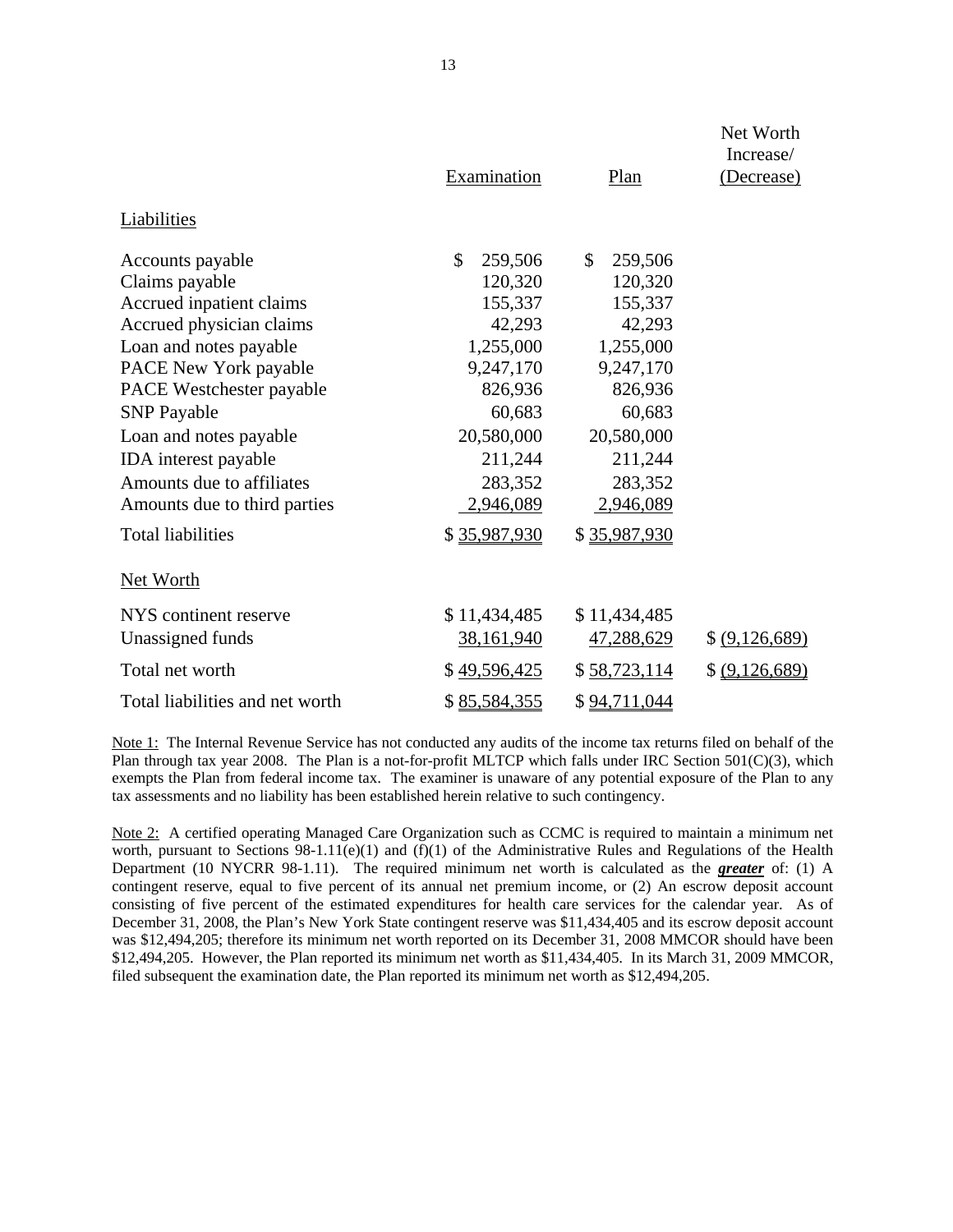| | Examination | Plan | Net Worth Increase/ (Decrease) |
|---|---|---|---|
| Liabilities | | | |
| Accounts payable | $ 259,506 | $ 259,506 | |
| Claims payable | 120,320 | 120,320 | |
| Accrued inpatient claims | 155,337 | 155,337 | |
| Accrued physician claims | 42,293 | 42,293 | |
| Loan and notes payable | 1,255,000 | 1,255,000 | |
| PACE New York payable | 9,247,170 | 9,247,170 | |
| PACE Westchester payable | 826,936 | 826,936 | |
| SNP Payable | 60,683 | 60,683 | |
| Loan and notes payable | 20,580,000 | 20,580,000 | |
| IDA interest payable | 211,244 | 211,244 | |
| Amounts due to affiliates | 283,352 | 283,352 | |
| Amounts due to third parties | 2,946,089 | 2,946,089 | |
| Total liabilities | $ 35,987,930 | $ 35,987,930 | |
| Net Worth | | | |
| NYS continent reserve | $ 11,434,485 | $ 11,434,485 | |
| Unassigned funds | 38,161,940 | 47,288,629 | $ (9,126,689) |
| Total net worth | $ 49,596,425 | $ 58,723,114 | $ (9,126,689) |
| Total liabilities and net worth | $ 85,584,355 | $ 94,711,044 | |

Note 1: The Internal Revenue Service has not conducted any audits of the income tax returns filed on behalf of the Plan through tax year 2008. The Plan is a not-for-profit MLTCP which falls under IRC Section 501(C)(3), which exempts the Plan from federal income tax. The examiner is unaware of any potential exposure of the Plan to any tax assessments and no liability has been established herein relative to such contingency.

Note 2: A certified operating Managed Care Organization such as CCMC is required to maintain a minimum net worth, pursuant to Sections 98-1.11(e)(1) and (f)(1) of the Administrative Rules and Regulations of the Health Department (10 NYCRR 98-1.11). The required minimum net worth is calculated as the ***greater*** of: (1) A contingent reserve, equal to five percent of its annual net premium income, or (2) An escrow deposit account consisting of five percent of the estimated expenditures for health care services for the calendar year. As of December 31, 2008, the Plan's New York State contingent reserve was $11,434,405 and its escrow deposit account was $12,494,205; therefore its minimum net worth reported on its December 31, 2008 MMCOR should have been $12,494,205. However, the Plan reported its minimum net worth as $11,434,405. In its March 31, 2009 MMCOR, filed subsequent the examination date, the Plan reported its minimum net worth as $12,494,205.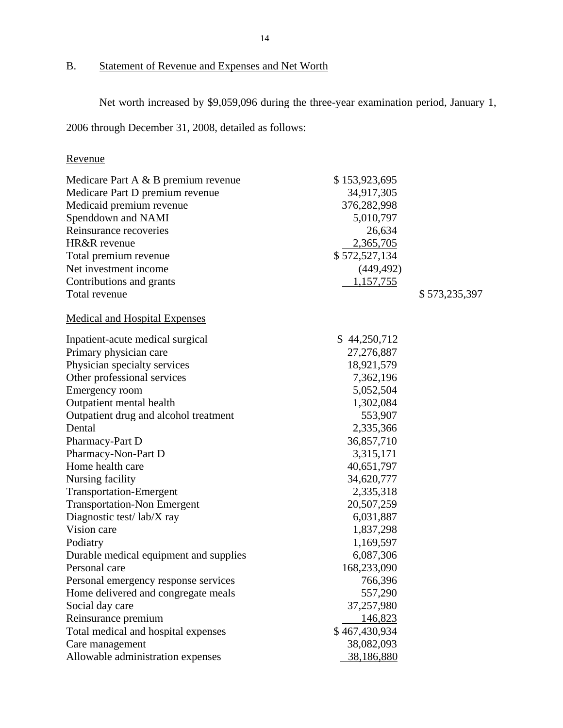## B. Statement of Revenue and Expenses and Net Worth

Net worth increased by $9,059,096 during the three-year examination period, January 1, 2006 through December 31, 2008, detailed as follows:

| | | |
|---|---|---|
| Revenue | | |
| Medicare Part A & B premium revenue | $ 153,923,695 | |
| Medicare Part D premium revenue | 34,917,305 | |
| Medicaid premium revenue | 376,282,998 | |
| Spenddown and NAMI | 5,010,797 | |
| Reinsurance recoveries | 26,634 | |
| HR&R revenue | 2,365,705 | |
| Total premium revenue | $ 572,527,134 | |
| Net investment income | (449,492) | |
| Contributions and grants | 1,157,755 | |
| Total revenue | | $ 573,235,397 |
| Medical and Hospital Expenses | | |
| Inpatient-acute medical surgical | $ 44,250,712 | |
| Primary physician care | 27,276,887 | |
| Physician specialty services | 18,921,579 | |
| Other professional services | 7,362,196 | |
| Emergency room | 5,052,504 | |
| Outpatient mental health | 1,302,084 | |
| Outpatient drug and alcohol treatment | 553,907 | |
| Dental | 2,335,366 | |
| Pharmacy-Part D | 36,857,710 | |
| Pharmacy-Non-Part D | 3,315,171 | |
| Home health care | 40,651,797 | |
| Nursing facility | 34,620,777 | |
| Transportation-Emergent | 2,335,318 | |
| Transportation-Non Emergent | 20,507,259 | |
| Diagnostic test/ lab/X ray | 6,031,887 | |
| Vision care | 1,837,298 | |
| Podiatry | 1,169,597 | |
| Durable medical equipment and supplies | 6,087,306 | |
| Personal care | 168,233,090 | |
| Personal emergency response services | 766,396 | |
| Home delivered and congregate meals | 557,290 | |
| Social day care | 37,257,980 | |
| Reinsurance premium | 146,823 | |
| Total medical and hospital expenses | $ 467,430,934 | |
| Care management | 38,082,093 | |
| Allowable administration expenses | 38,186,880 | |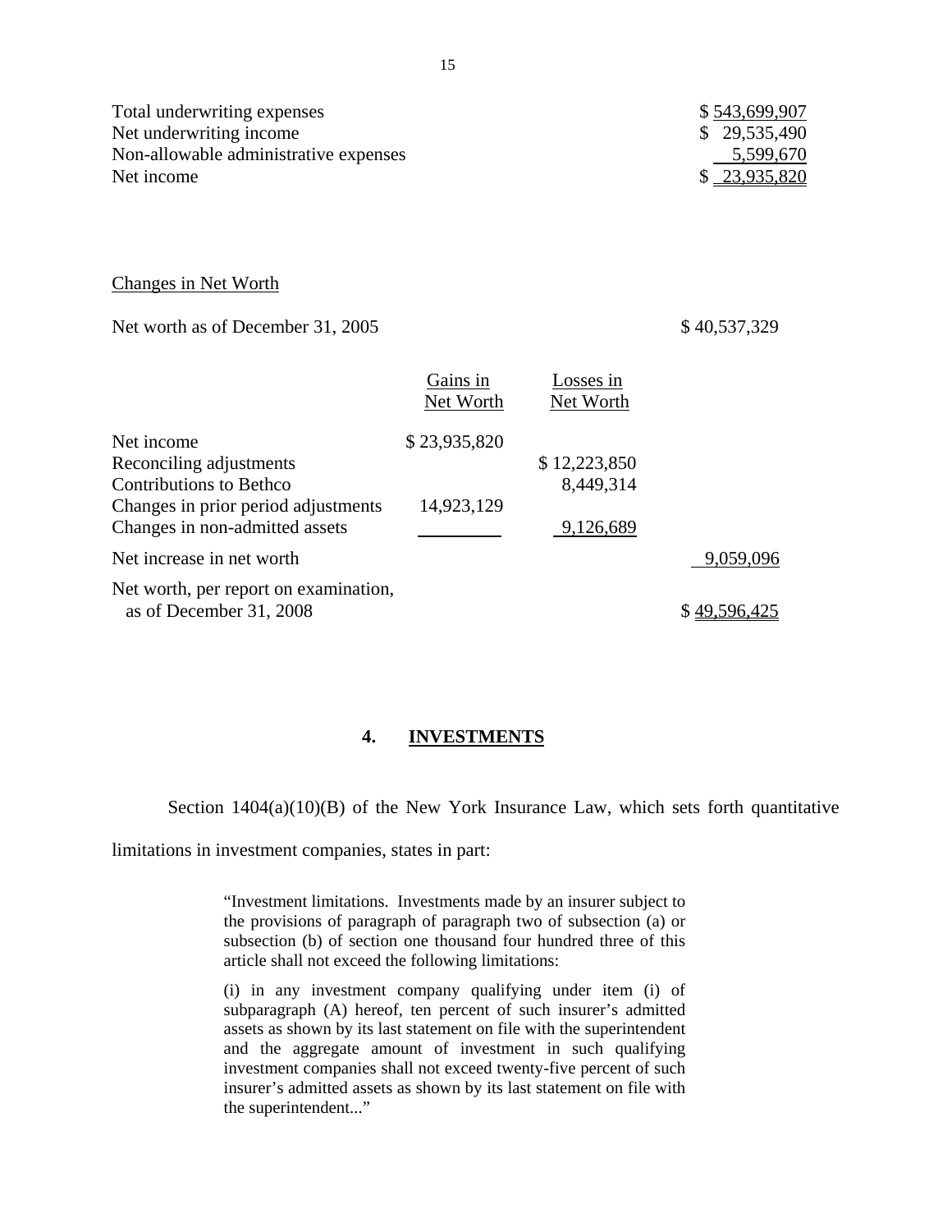| | |
|---|---|
| Total underwriting expenses | $ 543,699,907 |
| Net underwriting income | $ 29,535,490 |
| Non-allowable administrative expenses | 5,599,670 |
| Net income | $ 23,935,820 |

Changes in Net Worth

| | Gains in Net Worth | Losses in Net Worth | |
|---|---|---|---|
| Net worth as of December 31, 2005 | | | $ 40,537,329 |
| Net income | $ 23,935,820 | | |
| Reconciling adjustments | | $ 12,223,850 | |
| Contributions to Bethco | | 8,449,314 | |
| Changes in prior period adjustments | 14,923,129 | | |
| Changes in non-admitted assets | | 9,126,689 | |
| Net increase in net worth | | | 9,059,096 |
| Net worth, per report on examination, as of December 31, 2008 | | | $ 49,596,425 |

## 4. INVESTMENTS

Section 1404(a)(10)(B) of the New York Insurance Law, which sets forth quantitative limitations in investment companies, states in part:

> "Investment limitations. Investments made by an insurer subject to the provisions of paragraph of paragraph two of subsection (a) or subsection (b) of section one thousand four hundred three of this article shall not exceed the following limitations:
>
> (i) in any investment company qualifying under item (i) of subparagraph (A) hereof, ten percent of such insurer's admitted assets as shown by its last statement on file with the superintendent and the aggregate amount of investment in such qualifying investment companies shall not exceed twenty-five percent of such insurer's admitted assets as shown by its last statement on file with the superintendent..."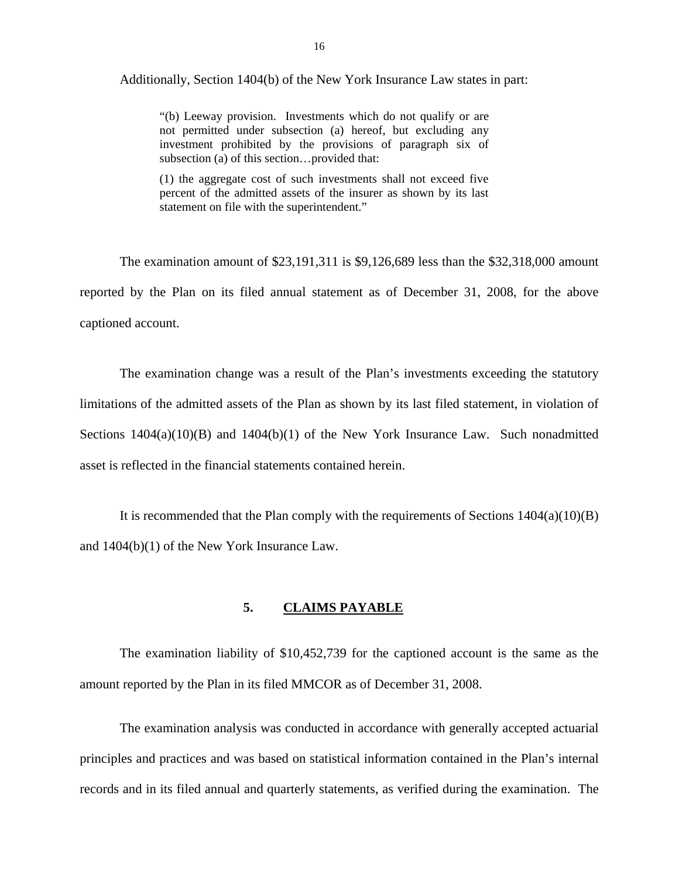Additionally, Section 1404(b) of the New York Insurance Law states in part:

> "(b) Leeway provision. Investments which do not qualify or are not permitted under subsection (a) hereof, but excluding any investment prohibited by the provisions of paragraph six of subsection (a) of this section…provided that:
>
> (1) the aggregate cost of such investments shall not exceed five percent of the admitted assets of the insurer as shown by its last statement on file with the superintendent."

The examination amount of $23,191,311 is $9,126,689 less than the $32,318,000 amount reported by the Plan on its filed annual statement as of December 31, 2008, for the above captioned account.

The examination change was a result of the Plan's investments exceeding the statutory limitations of the admitted assets of the Plan as shown by its last filed statement, in violation of Sections 1404(a)(10)(B) and 1404(b)(1) of the New York Insurance Law. Such nonadmitted asset is reflected in the financial statements contained herein.

It is recommended that the Plan comply with the requirements of Sections 1404(a)(10)(B) and 1404(b)(1) of the New York Insurance Law.

## 5. CLAIMS PAYABLE

The examination liability of $10,452,739 for the captioned account is the same as the amount reported by the Plan in its filed MMCOR as of December 31, 2008.

The examination analysis was conducted in accordance with generally accepted actuarial principles and practices and was based on statistical information contained in the Plan's internal records and in its filed annual and quarterly statements, as verified during the examination. The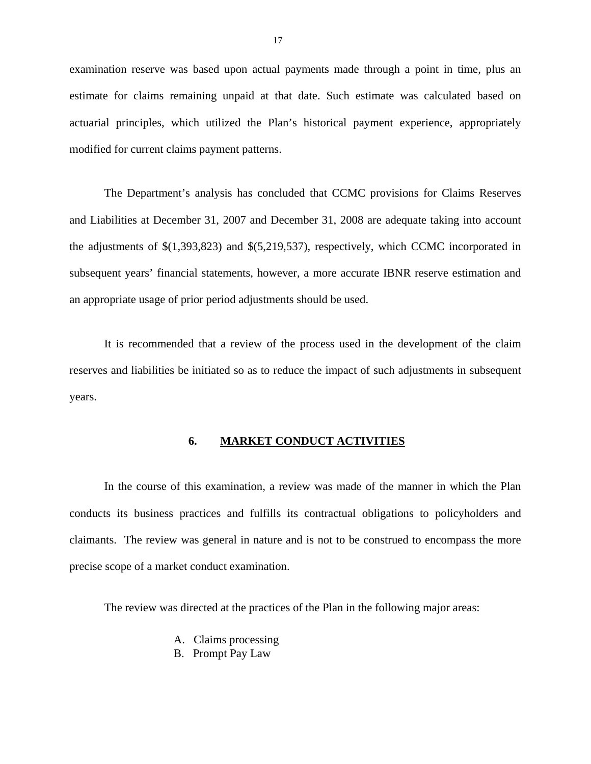examination reserve was based upon actual payments made through a point in time, plus an estimate for claims remaining unpaid at that date. Such estimate was calculated based on actuarial principles, which utilized the Plan's historical payment experience, appropriately modified for current claims payment patterns.

The Department's analysis has concluded that CCMC provisions for Claims Reserves and Liabilities at December 31, 2007 and December 31, 2008 are adequate taking into account the adjustments of $(1,393,823) and $(5,219,537), respectively, which CCMC incorporated in subsequent years' financial statements, however, a more accurate IBNR reserve estimation and an appropriate usage of prior period adjustments should be used.

It is recommended that a review of the process used in the development of the claim reserves and liabilities be initiated so as to reduce the impact of such adjustments in subsequent years.

## 6. MARKET CONDUCT ACTIVITIES

In the course of this examination, a review was made of the manner in which the Plan conducts its business practices and fulfills its contractual obligations to policyholders and claimants. The review was general in nature and is not to be construed to encompass the more precise scope of a market conduct examination.

The review was directed at the practices of the Plan in the following major areas:

A. Claims processing
B. Prompt Pay Law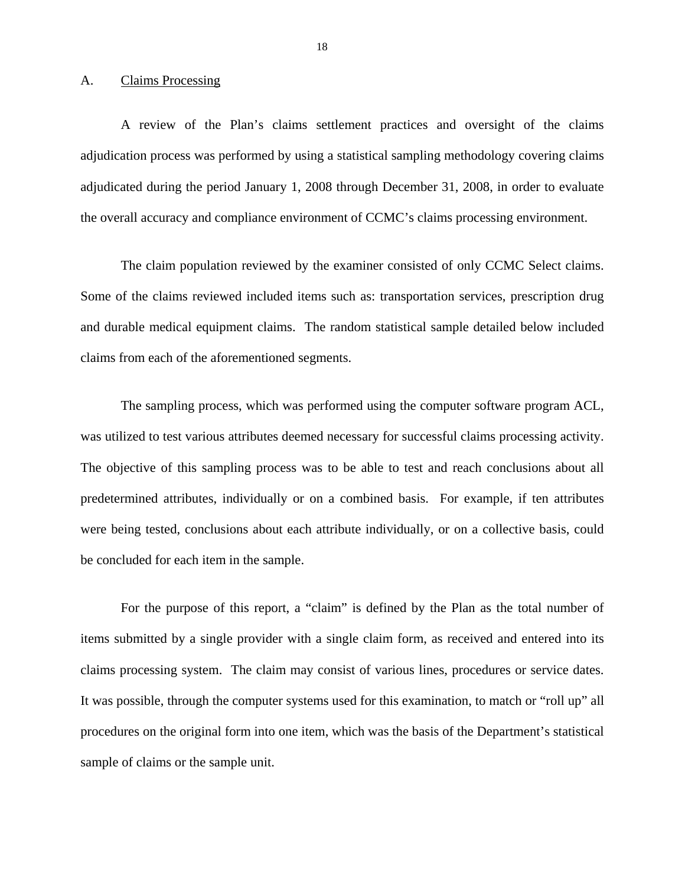## A. Claims Processing

A review of the Plan's claims settlement practices and oversight of the claims adjudication process was performed by using a statistical sampling methodology covering claims adjudicated during the period January 1, 2008 through December 31, 2008, in order to evaluate the overall accuracy and compliance environment of CCMC's claims processing environment.

The claim population reviewed by the examiner consisted of only CCMC Select claims. Some of the claims reviewed included items such as: transportation services, prescription drug and durable medical equipment claims. The random statistical sample detailed below included claims from each of the aforementioned segments.

The sampling process, which was performed using the computer software program ACL, was utilized to test various attributes deemed necessary for successful claims processing activity. The objective of this sampling process was to be able to test and reach conclusions about all predetermined attributes, individually or on a combined basis. For example, if ten attributes were being tested, conclusions about each attribute individually, or on a collective basis, could be concluded for each item in the sample.

For the purpose of this report, a "claim" is defined by the Plan as the total number of items submitted by a single provider with a single claim form, as received and entered into its claims processing system. The claim may consist of various lines, procedures or service dates. It was possible, through the computer systems used for this examination, to match or "roll up" all procedures on the original form into one item, which was the basis of the Department's statistical sample of claims or the sample unit.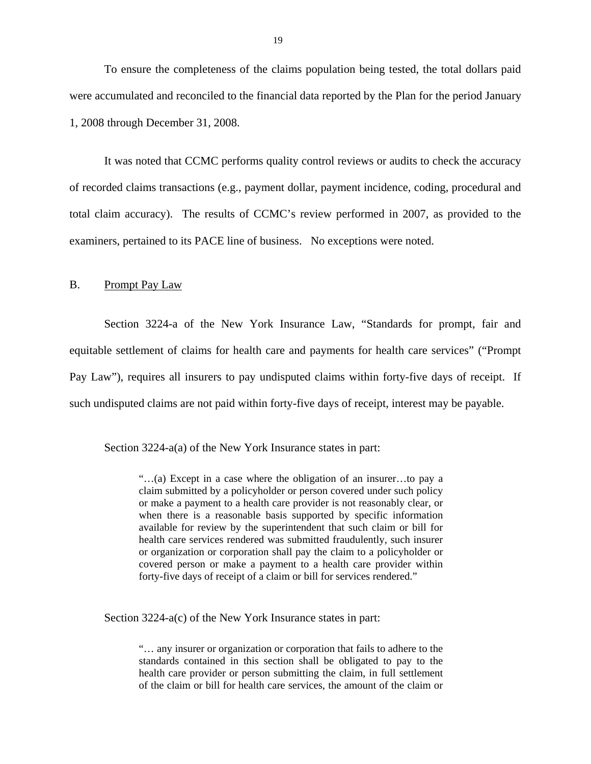To ensure the completeness of the claims population being tested, the total dollars paid were accumulated and reconciled to the financial data reported by the Plan for the period January 1, 2008 through December 31, 2008.

It was noted that CCMC performs quality control reviews or audits to check the accuracy of recorded claims transactions (e.g., payment dollar, payment incidence, coding, procedural and total claim accuracy). The results of CCMC's review performed in 2007, as provided to the examiners, pertained to its PACE line of business. No exceptions were noted.

## B. Prompt Pay Law

Section 3224-a of the New York Insurance Law, "Standards for prompt, fair and equitable settlement of claims for health care and payments for health care services" ("Prompt Pay Law"), requires all insurers to pay undisputed claims within forty-five days of receipt. If such undisputed claims are not paid within forty-five days of receipt, interest may be payable.

Section 3224-a(a) of the New York Insurance states in part:

> "…(a) Except in a case where the obligation of an insurer…to pay a claim submitted by a policyholder or person covered under such policy or make a payment to a health care provider is not reasonably clear, or when there is a reasonable basis supported by specific information available for review by the superintendent that such claim or bill for health care services rendered was submitted fraudulently, such insurer or organization or corporation shall pay the claim to a policyholder or covered person or make a payment to a health care provider within forty-five days of receipt of a claim or bill for services rendered."

Section 3224-a(c) of the New York Insurance states in part:

> "… any insurer or organization or corporation that fails to adhere to the standards contained in this section shall be obligated to pay to the health care provider or person submitting the claim, in full settlement of the claim or bill for health care services, the amount of the claim or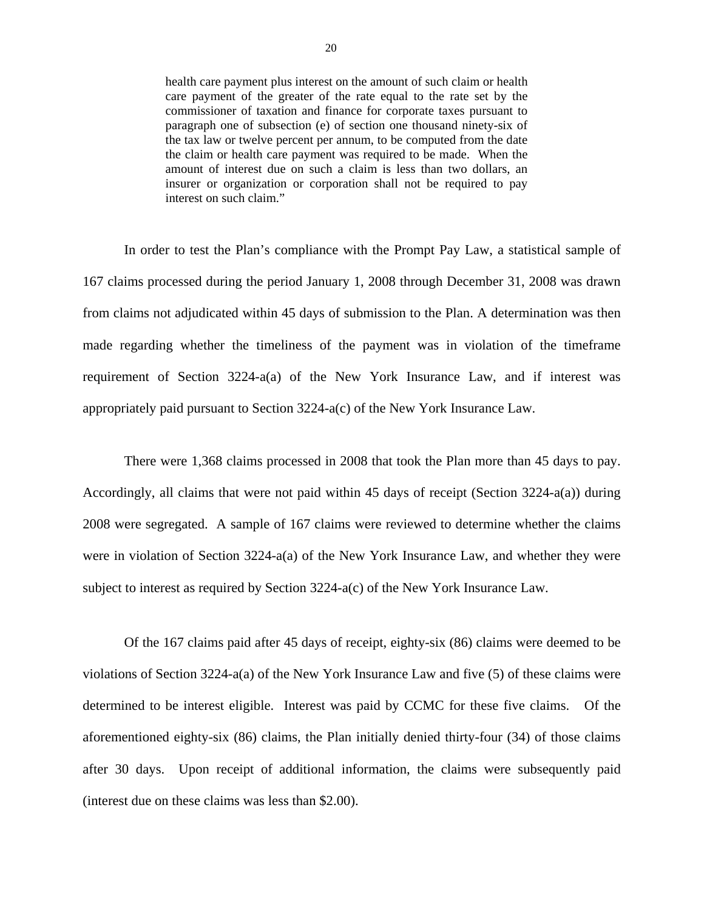> health care payment plus interest on the amount of such claim or health care payment of the greater of the rate equal to the rate set by the commissioner of taxation and finance for corporate taxes pursuant to paragraph one of subsection (e) of section one thousand ninety-six of the tax law or twelve percent per annum, to be computed from the date the claim or health care payment was required to be made. When the amount of interest due on such a claim is less than two dollars, an insurer or organization or corporation shall not be required to pay interest on such claim."

In order to test the Plan's compliance with the Prompt Pay Law, a statistical sample of 167 claims processed during the period January 1, 2008 through December 31, 2008 was drawn from claims not adjudicated within 45 days of submission to the Plan. A determination was then made regarding whether the timeliness of the payment was in violation of the timeframe requirement of Section 3224-a(a) of the New York Insurance Law, and if interest was appropriately paid pursuant to Section 3224-a(c) of the New York Insurance Law.

There were 1,368 claims processed in 2008 that took the Plan more than 45 days to pay. Accordingly, all claims that were not paid within 45 days of receipt (Section 3224-a(a)) during 2008 were segregated. A sample of 167 claims were reviewed to determine whether the claims were in violation of Section 3224-a(a) of the New York Insurance Law, and whether they were subject to interest as required by Section 3224-a(c) of the New York Insurance Law.

Of the 167 claims paid after 45 days of receipt, eighty-six (86) claims were deemed to be violations of Section 3224-a(a) of the New York Insurance Law and five (5) of these claims were determined to be interest eligible. Interest was paid by CCMC for these five claims. Of the aforementioned eighty-six (86) claims, the Plan initially denied thirty-four (34) of those claims after 30 days. Upon receipt of additional information, the claims were subsequently paid (interest due on these claims was less than $2.00).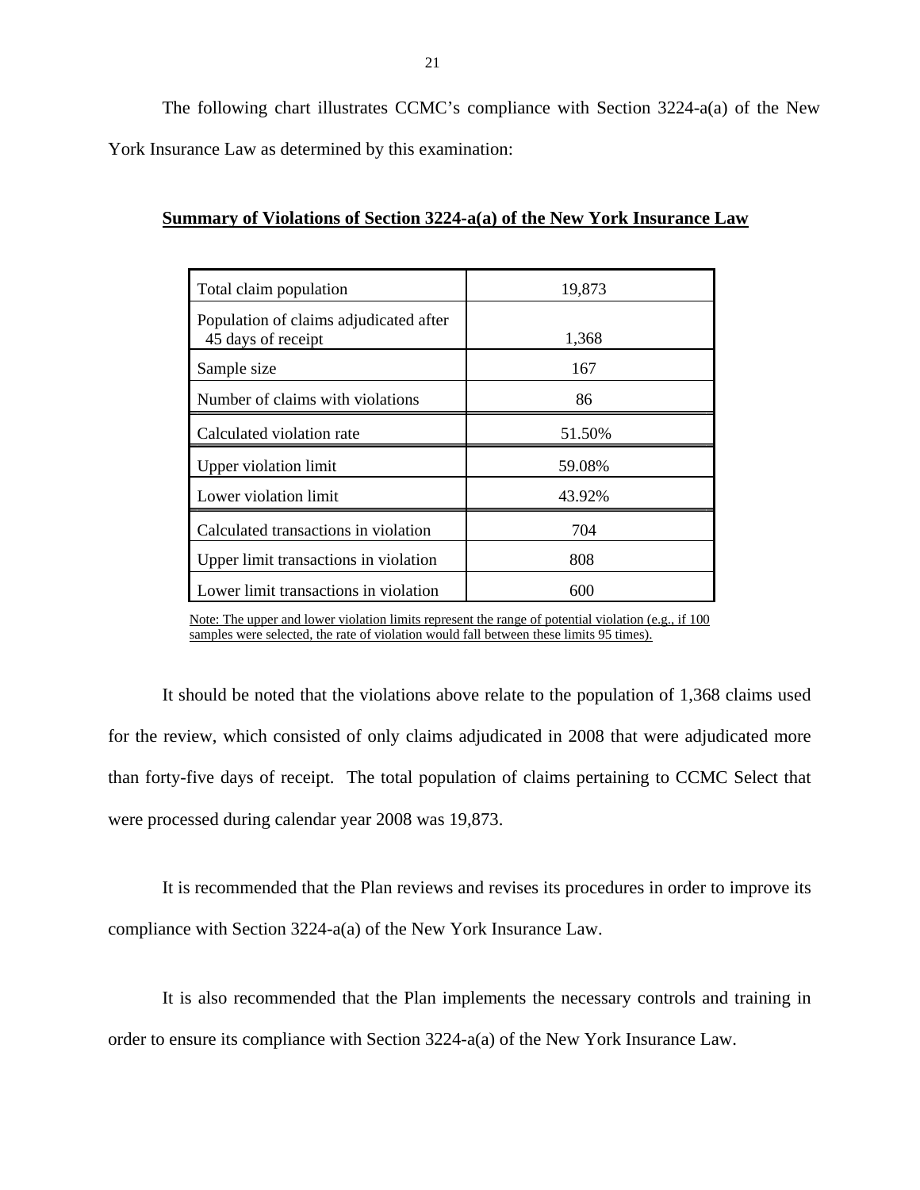The following chart illustrates CCMC's compliance with Section 3224-a(a) of the New York Insurance Law as determined by this examination:

**Summary of Violations of Section 3224-a(a) of the New York Insurance Law**

| | |
|---|---|
| Total claim population | 19,873 |
| Population of claims adjudicated after 45 days of receipt | 1,368 |
| Sample size | 167 |
| Number of claims with violations | 86 |
| Calculated violation rate | 51.50% |
| Upper violation limit | 59.08% |
| Lower violation limit | 43.92% |
| Calculated transactions in violation | 704 |
| Upper limit transactions in violation | 808 |
| Lower limit transactions in violation | 600 |

Note: The upper and lower violation limits represent the range of potential violation (e.g., if 100 samples were selected, the rate of violation would fall between these limits 95 times).

It should be noted that the violations above relate to the population of 1,368 claims used for the review, which consisted of only claims adjudicated in 2008 that were adjudicated more than forty-five days of receipt. The total population of claims pertaining to CCMC Select that were processed during calendar year 2008 was 19,873.

It is recommended that the Plan reviews and revises its procedures in order to improve its compliance with Section 3224-a(a) of the New York Insurance Law.

It is also recommended that the Plan implements the necessary controls and training in order to ensure its compliance with Section 3224-a(a) of the New York Insurance Law.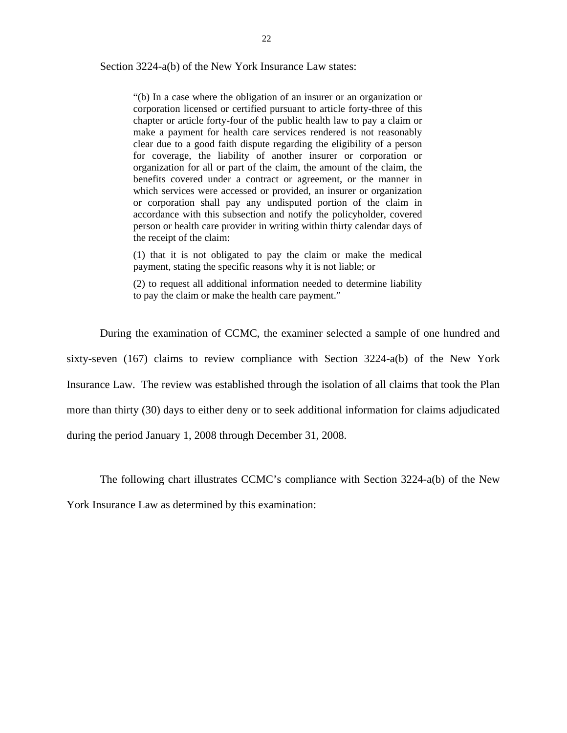Section 3224-a(b) of the New York Insurance Law states:

> "(b) In a case where the obligation of an insurer or an organization or corporation licensed or certified pursuant to article forty-three of this chapter or article forty-four of the public health law to pay a claim or make a payment for health care services rendered is not reasonably clear due to a good faith dispute regarding the eligibility of a person for coverage, the liability of another insurer or corporation or organization for all or part of the claim, the amount of the claim, the benefits covered under a contract or agreement, or the manner in which services were accessed or provided, an insurer or organization or corporation shall pay any undisputed portion of the claim in accordance with this subsection and notify the policyholder, covered person or health care provider in writing within thirty calendar days of the receipt of the claim:
>
> (1) that it is not obligated to pay the claim or make the medical payment, stating the specific reasons why it is not liable; or
>
> (2) to request all additional information needed to determine liability to pay the claim or make the health care payment."

During the examination of CCMC, the examiner selected a sample of one hundred and sixty-seven (167) claims to review compliance with Section 3224-a(b) of the New York Insurance Law. The review was established through the isolation of all claims that took the Plan more than thirty (30) days to either deny or to seek additional information for claims adjudicated during the period January 1, 2008 through December 31, 2008.

The following chart illustrates CCMC's compliance with Section 3224-a(b) of the New York Insurance Law as determined by this examination: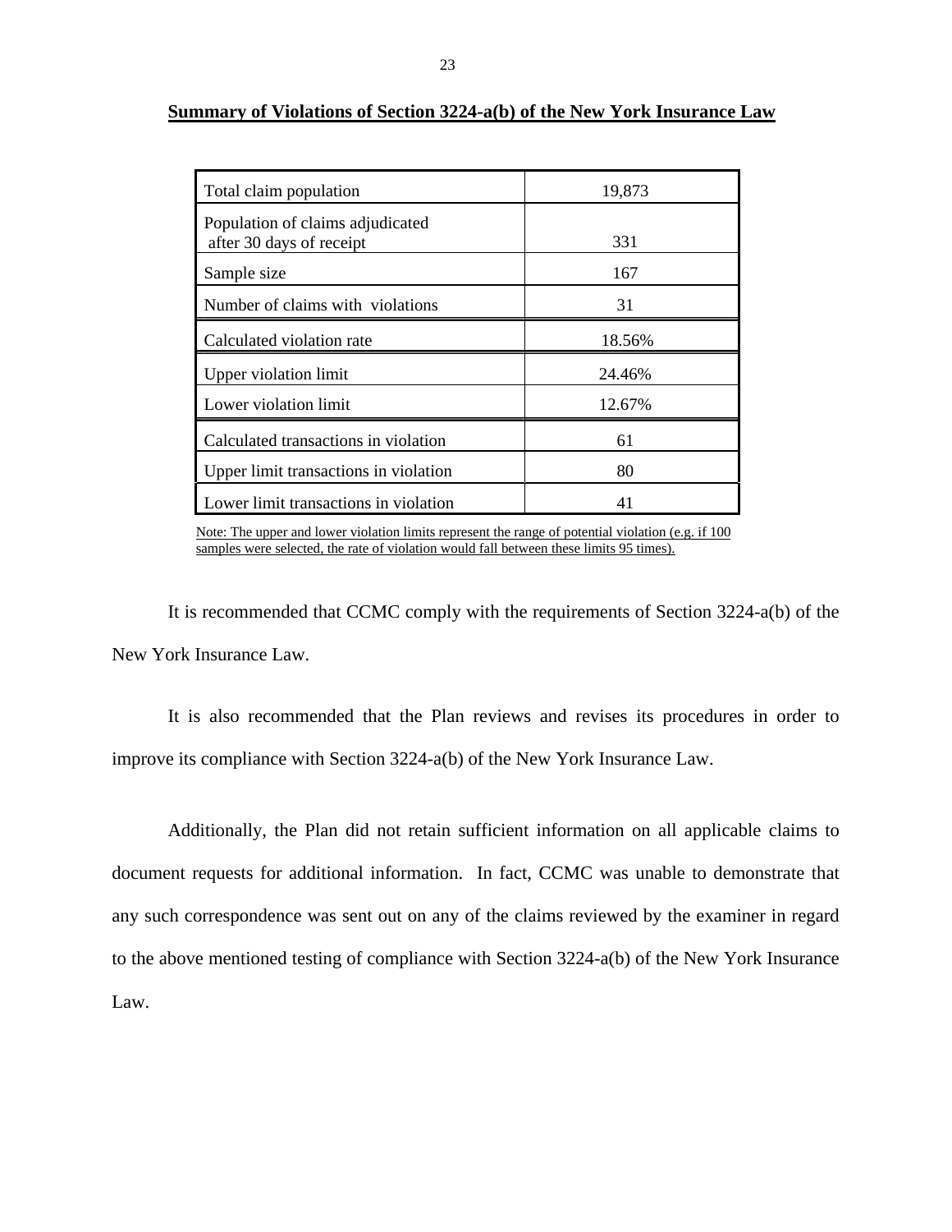**Summary of Violations of Section 3224-a(b) of the New York Insurance Law**

| | |
|---|---|
| Total claim population | 19,873 |
| Population of claims adjudicated after 30 days of receipt | 331 |
| Sample size | 167 |
| Number of claims with violations | 31 |
| Calculated violation rate | 18.56% |
| Upper violation limit | 24.46% |
| Lower violation limit | 12.67% |
| Calculated transactions in violation | 61 |
| Upper limit transactions in violation | 80 |
| Lower limit transactions in violation | 41 |

Note: The upper and lower violation limits represent the range of potential violation (e.g. if 100 samples were selected, the rate of violation would fall between these limits 95 times).

It is recommended that CCMC comply with the requirements of Section 3224-a(b) of the New York Insurance Law.

It is also recommended that the Plan reviews and revises its procedures in order to improve its compliance with Section 3224-a(b) of the New York Insurance Law.

Additionally, the Plan did not retain sufficient information on all applicable claims to document requests for additional information. In fact, CCMC was unable to demonstrate that any such correspondence was sent out on any of the claims reviewed by the examiner in regard to the above mentioned testing of compliance with Section 3224-a(b) of the New York Insurance Law.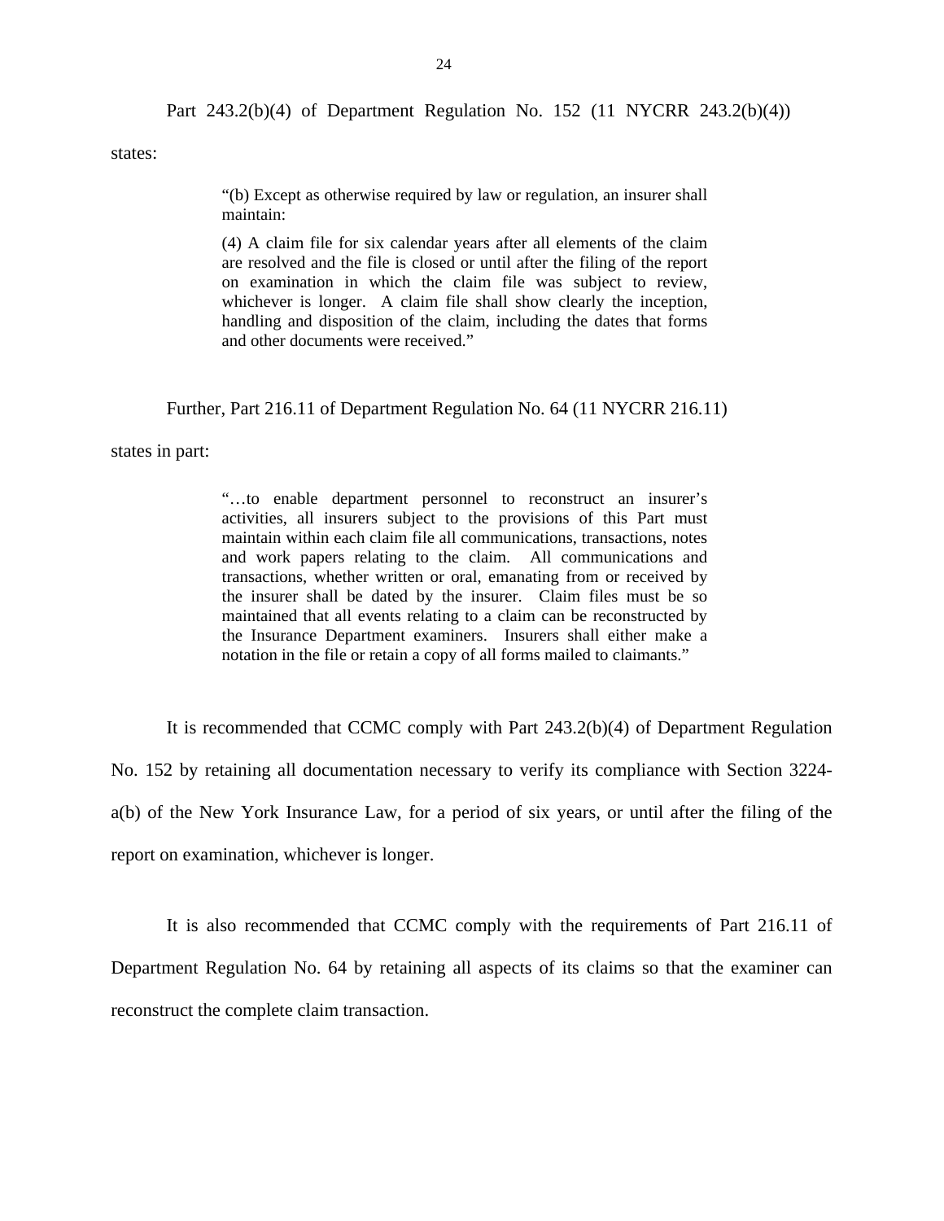Part 243.2(b)(4) of Department Regulation No. 152 (11 NYCRR 243.2(b)(4)) states:

> "(b) Except as otherwise required by law or regulation, an insurer shall maintain:
>
> (4) A claim file for six calendar years after all elements of the claim are resolved and the file is closed or until after the filing of the report on examination in which the claim file was subject to review, whichever is longer. A claim file shall show clearly the inception, handling and disposition of the claim, including the dates that forms and other documents were received."

Further, Part 216.11 of Department Regulation No. 64 (11 NYCRR 216.11) states in part:

> "…to enable department personnel to reconstruct an insurer's activities, all insurers subject to the provisions of this Part must maintain within each claim file all communications, transactions, notes and work papers relating to the claim. All communications and transactions, whether written or oral, emanating from or received by the insurer shall be dated by the insurer. Claim files must be so maintained that all events relating to a claim can be reconstructed by the Insurance Department examiners. Insurers shall either make a notation in the file or retain a copy of all forms mailed to claimants."

It is recommended that CCMC comply with Part 243.2(b)(4) of Department Regulation No. 152 by retaining all documentation necessary to verify its compliance with Section 3224-a(b) of the New York Insurance Law, for a period of six years, or until after the filing of the report on examination, whichever is longer.

It is also recommended that CCMC comply with the requirements of Part 216.11 of Department Regulation No. 64 by retaining all aspects of its claims so that the examiner can reconstruct the complete claim transaction.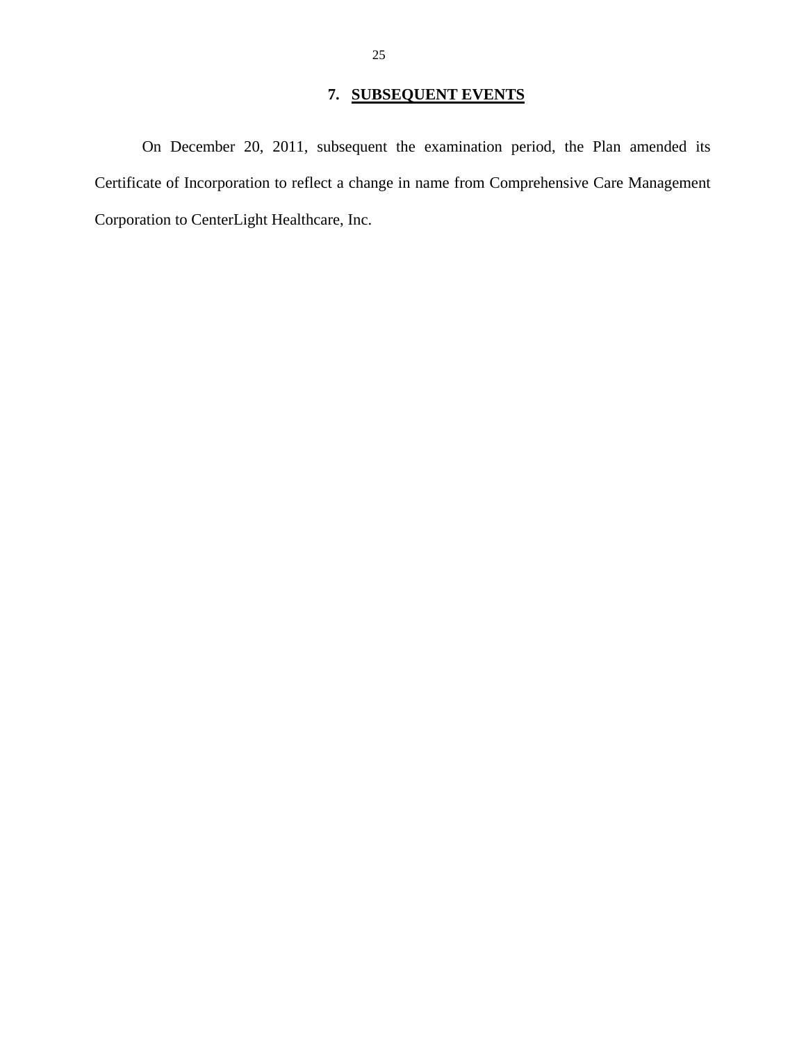## 7. SUBSEQUENT EVENTS

On December 20, 2011, subsequent the examination period, the Plan amended its Certificate of Incorporation to reflect a change in name from Comprehensive Care Management Corporation to CenterLight Healthcare, Inc.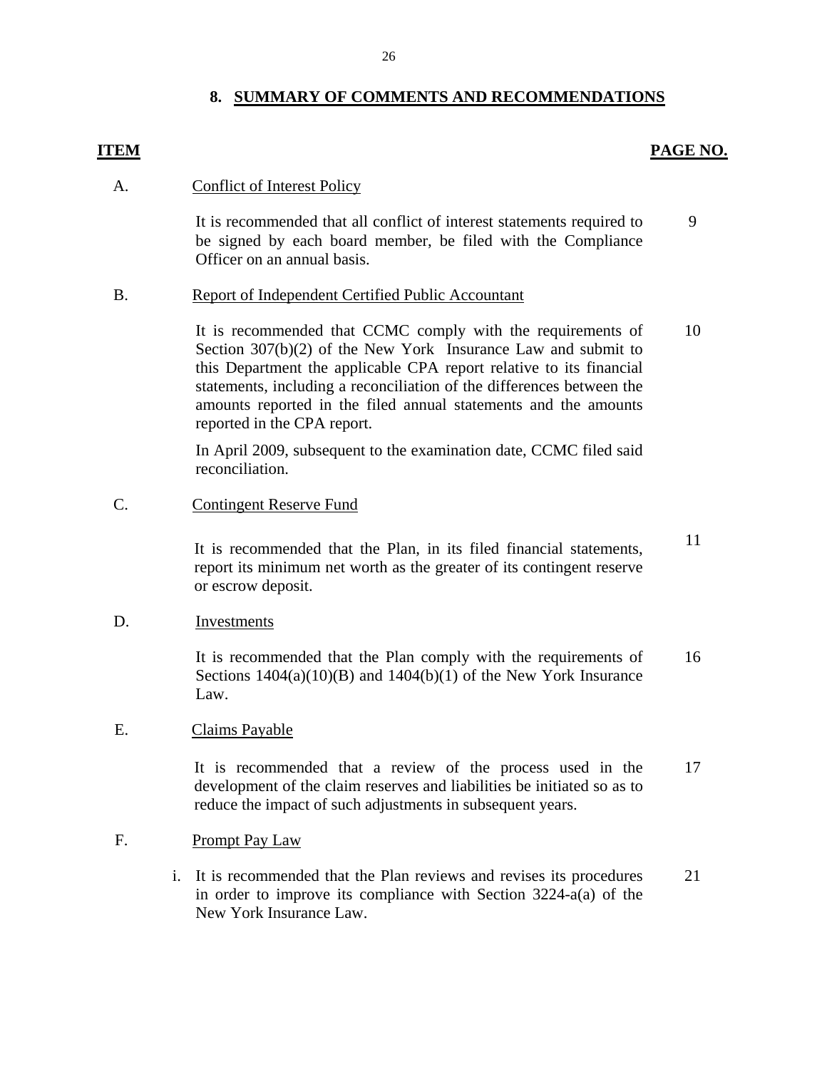## 8. SUMMARY OF COMMENTS AND RECOMMENDATIONS

| ITEM | | PAGE NO. |
|---|---|---|
| A. | Conflict of Interest Policy | |
| | It is recommended that all conflict of interest statements required to be signed by each board member, be filed with the Compliance Officer on an annual basis. | 9 |
| B. | Report of Independent Certified Public Accountant | |
| | It is recommended that CCMC comply with the requirements of Section 307(b)(2) of the New York Insurance Law and submit to this Department the applicable CPA report relative to its financial statements, including a reconciliation of the differences between the amounts reported in the filed annual statements and the amounts reported in the CPA report. | 10 |
| | In April 2009, subsequent to the examination date, CCMC filed said reconciliation. | |
| C. | Contingent Reserve Fund | |
| | It is recommended that the Plan, in its filed financial statements, report its minimum net worth as the greater of its contingent reserve or escrow deposit. | 11 |
| D. | Investments | |
| | It is recommended that the Plan comply with the requirements of Sections 1404(a)(10)(B) and 1404(b)(1) of the New York Insurance Law. | 16 |
| E. | Claims Payable | |
| | It is recommended that a review of the process used in the development of the claim reserves and liabilities be initiated so as to reduce the impact of such adjustments in subsequent years. | 17 |
| F. | Prompt Pay Law | |
| | i. It is recommended that the Plan reviews and revises its procedures in order to improve its compliance with Section 3224-a(a) of the New York Insurance Law. | 21 |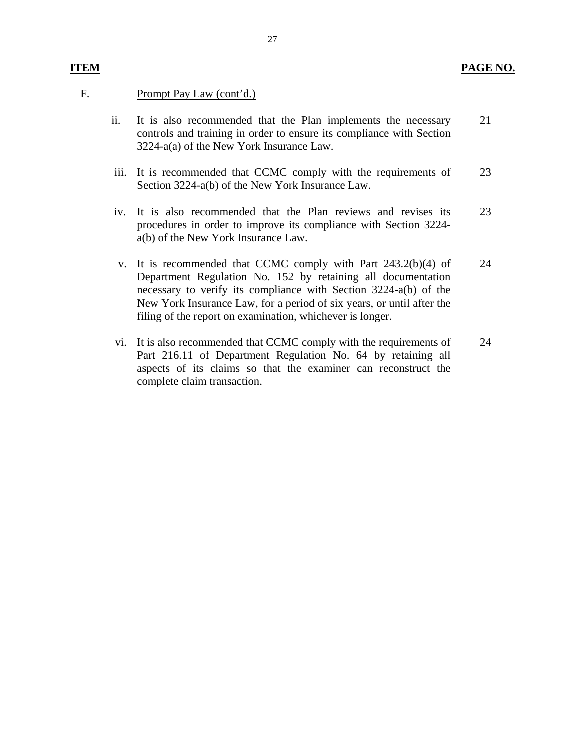| ITEM | | PAGE NO. |
|---|---|---|
| F. | Prompt Pay Law (cont'd.) | |
| ii. | It is also recommended that the Plan implements the necessary controls and training in order to ensure its compliance with Section 3224-a(a) of the New York Insurance Law. | 21 |
| iii. | It is recommended that CCMC comply with the requirements of Section 3224-a(b) of the New York Insurance Law. | 23 |
| iv. | It is also recommended that the Plan reviews and revises its procedures in order to improve its compliance with Section 3224-a(b) of the New York Insurance Law. | 23 |
| v. | It is recommended that CCMC comply with Part 243.2(b)(4) of Department Regulation No. 152 by retaining all documentation necessary to verify its compliance with Section 3224-a(b) of the New York Insurance Law, for a period of six years, or until after the filing of the report on examination, whichever is longer. | 24 |
| vi. | It is also recommended that CCMC comply with the requirements of Part 216.11 of Department Regulation No. 64 by retaining all aspects of its claims so that the examiner can reconstruct the complete claim transaction. | 24 |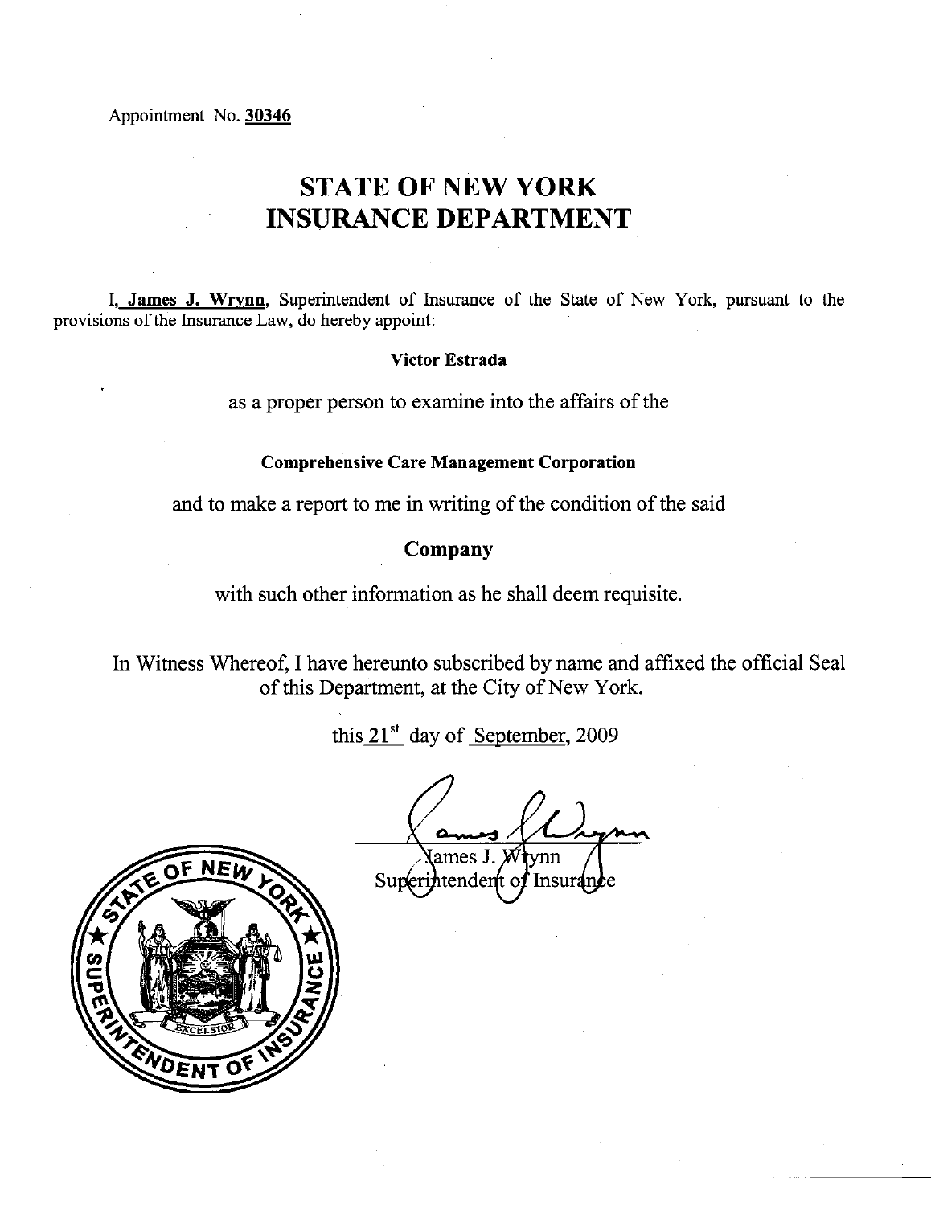Appointment No. **30346**

# STATE OF NEW YORK
# INSURANCE DEPARTMENT

I, **James J. Wrynn**, Superintendent of Insurance of the State of New York, pursuant to the provisions of the Insurance Law, do hereby appoint:

**Victor Estrada**

as a proper person to examine into the affairs of the

**Comprehensive Care Management Corporation**

and to make a report to me in writing of the condition of the said

**Company**

with such other information as he shall deem requisite.

In Witness Whereof, I have hereunto subscribed by name and affixed the official Seal of this Department, at the City of New York.

this 21st day of September, 2009

James J. Wrynn
Superintendent of Insurance

STATE OF NEW YORK
SUPERINTENDENT OF INSURANCE
EXCELSIOR